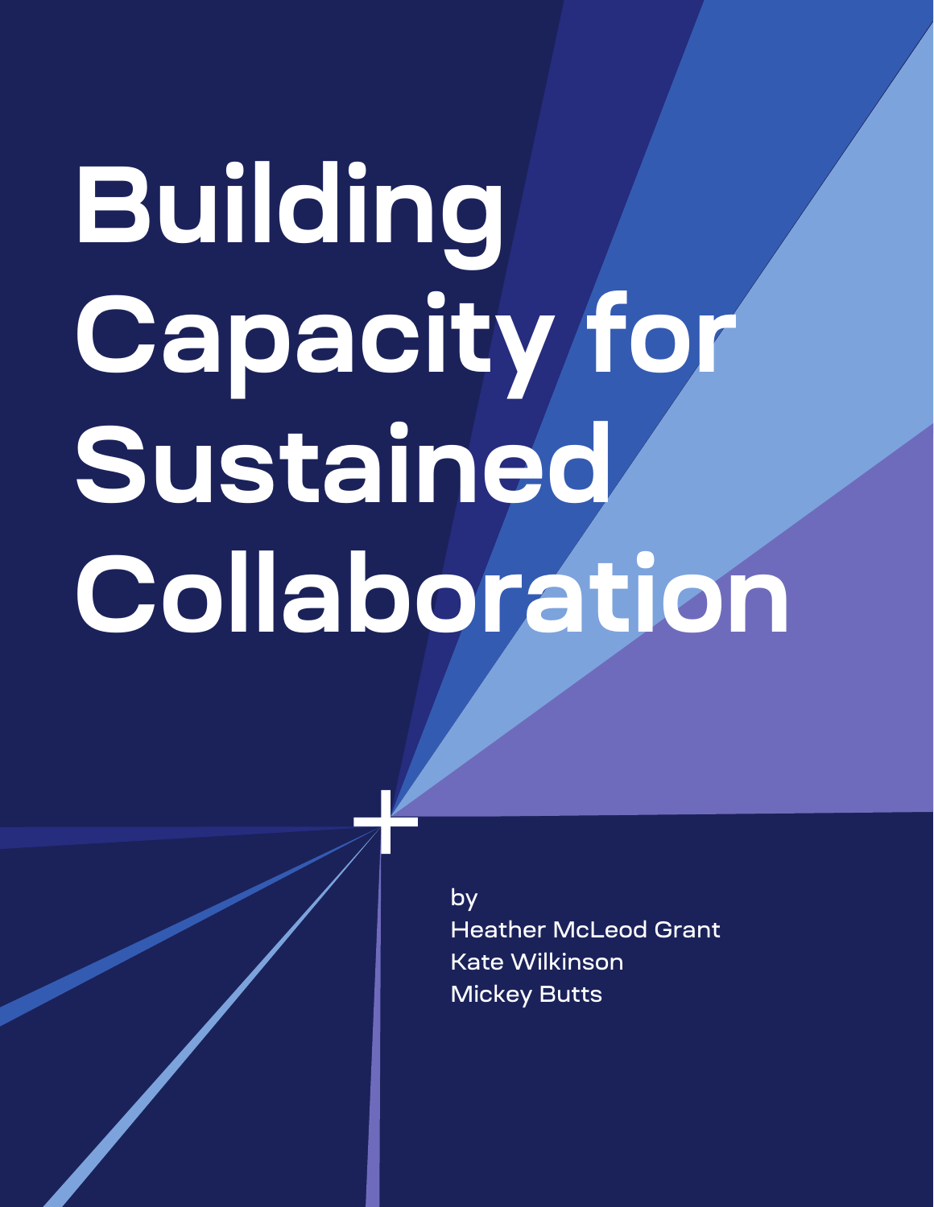# Building Capacity for Sustained Collaboration

by
Heather McLeod Grant
Kate Wilkinson
Mickey Butts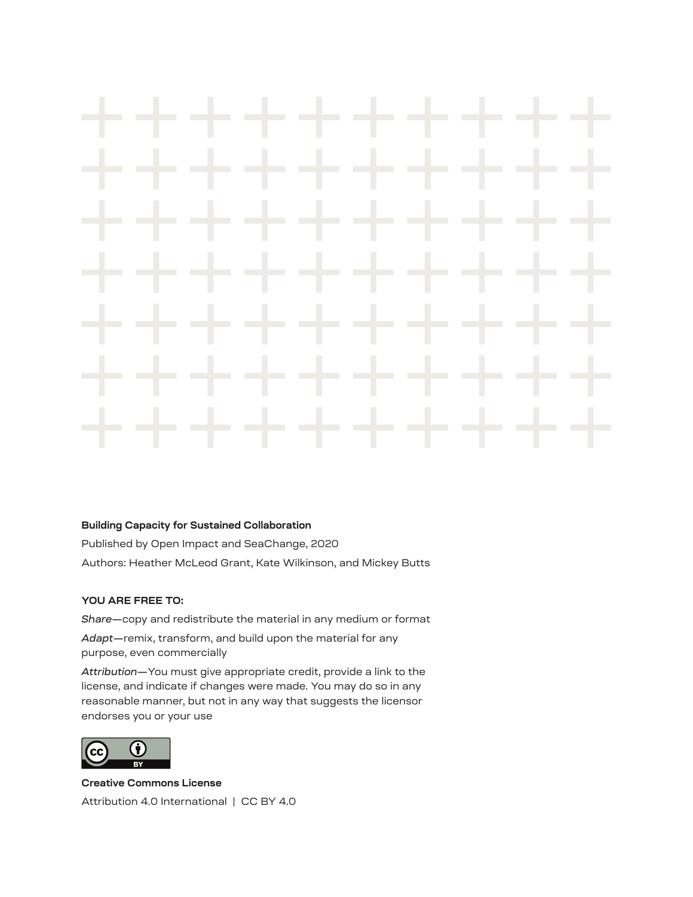**Building Capacity for Sustained Collaboration**

Published by Open Impact and SeaChange, 2020

Authors: Heather McLeod Grant, Kate Wilkinson, and Mickey Butts

**YOU ARE FREE TO:**

*Share*—copy and redistribute the material in any medium or format

*Adapt*—remix, transform, and build upon the material for any purpose, even commercially

*Attribution*—You must give appropriate credit, provide a link to the license, and indicate if changes were made. You may do so in any reasonable manner, but not in any way that suggests the licensor endorses you or your use

**Creative Commons License**

Attribution 4.0 International | CC BY 4.0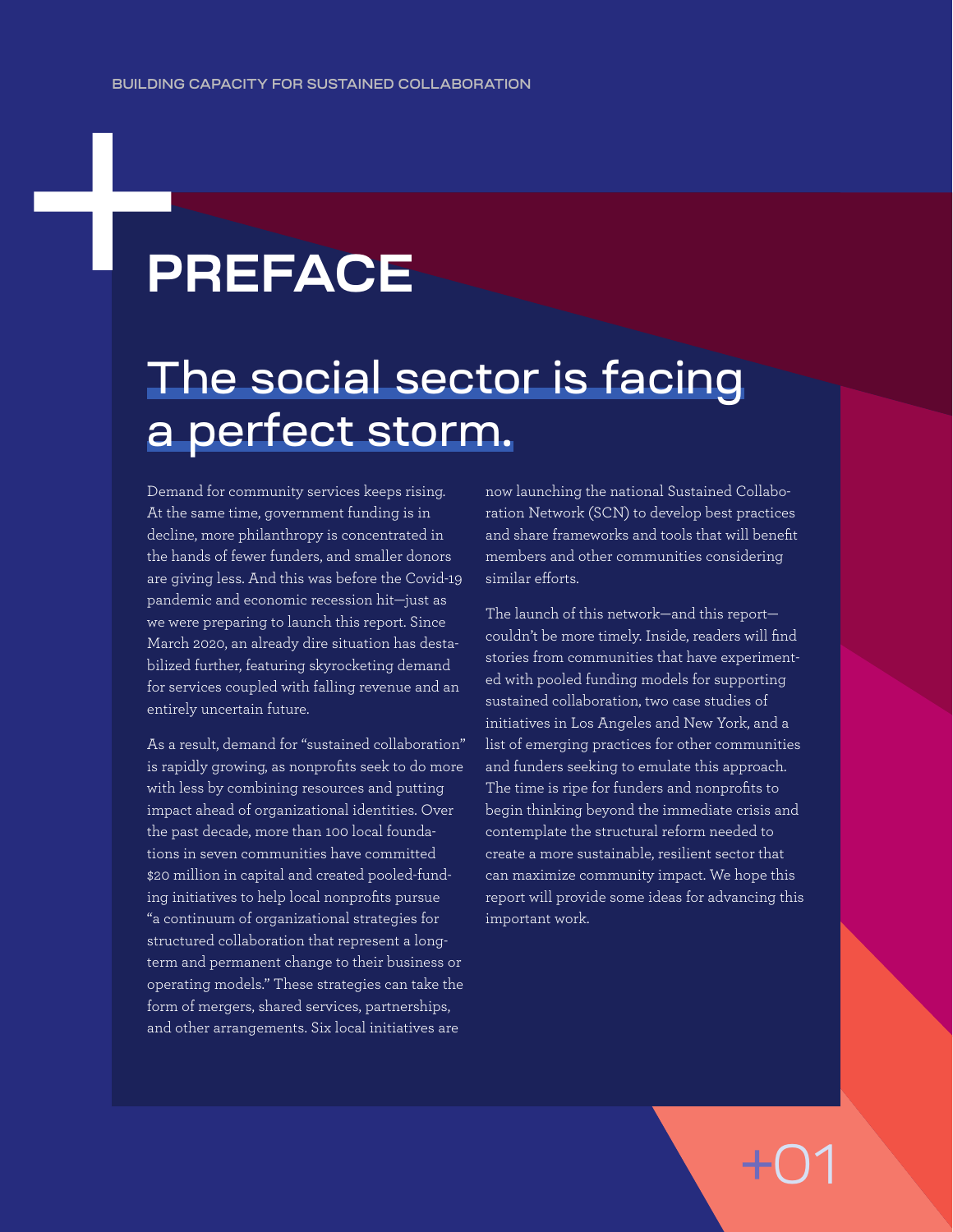# PREFACE

## The social sector is facing a perfect storm.

Demand for community services keeps rising. At the same time, government funding is in decline, more philanthropy is concentrated in the hands of fewer funders, and smaller donors are giving less. And this was before the Covid-19 pandemic and economic recession hit—just as we were preparing to launch this report. Since March 2020, an already dire situation has destabilized further, featuring skyrocketing demand for services coupled with falling revenue and an entirely uncertain future.

As a result, demand for "sustained collaboration" is rapidly growing, as nonprofits seek to do more with less by combining resources and putting impact ahead of organizational identities. Over the past decade, more than 100 local foundations in seven communities have committed $20 million in capital and created pooled-funding initiatives to help local nonprofits pursue "a continuum of organizational strategies for structured collaboration that represent a long-term and permanent change to their business or operating models." These strategies can take the form of mergers, shared services, partnerships, and other arrangements. Six local initiatives are now launching the national Sustained Collaboration Network (SCN) to develop best practices and share frameworks and tools that will benefit members and other communities considering similar efforts.

The launch of this network—and this report—couldn't be more timely. Inside, readers will find stories from communities that have experimented with pooled funding models for supporting sustained collaboration, two case studies of initiatives in Los Angeles and New York, and a list of emerging practices for other communities and funders seeking to emulate this approach. The time is ripe for funders and nonprofits to begin thinking beyond the immediate crisis and contemplate the structural reform needed to create a more sustainable, resilient sector that can maximize community impact. We hope this report will provide some ideas for advancing this important work.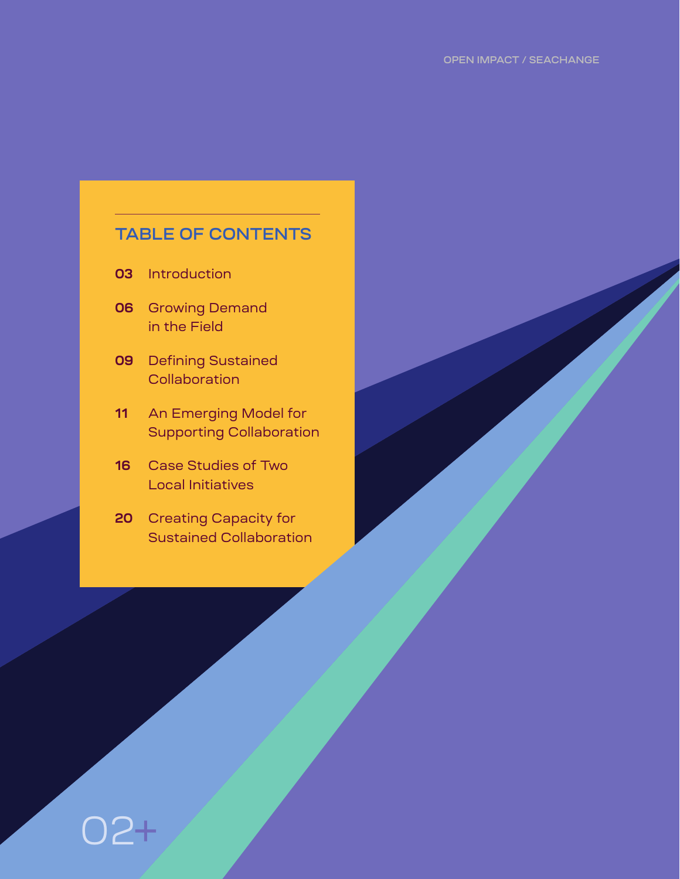## TABLE OF CONTENTS

**03** Introduction

**06** Growing Demand in the Field

**09** Defining Sustained Collaboration

**11** An Emerging Model for Supporting Collaboration

**16** Case Studies of Two Local Initiatives

**20** Creating Capacity for Sustained Collaboration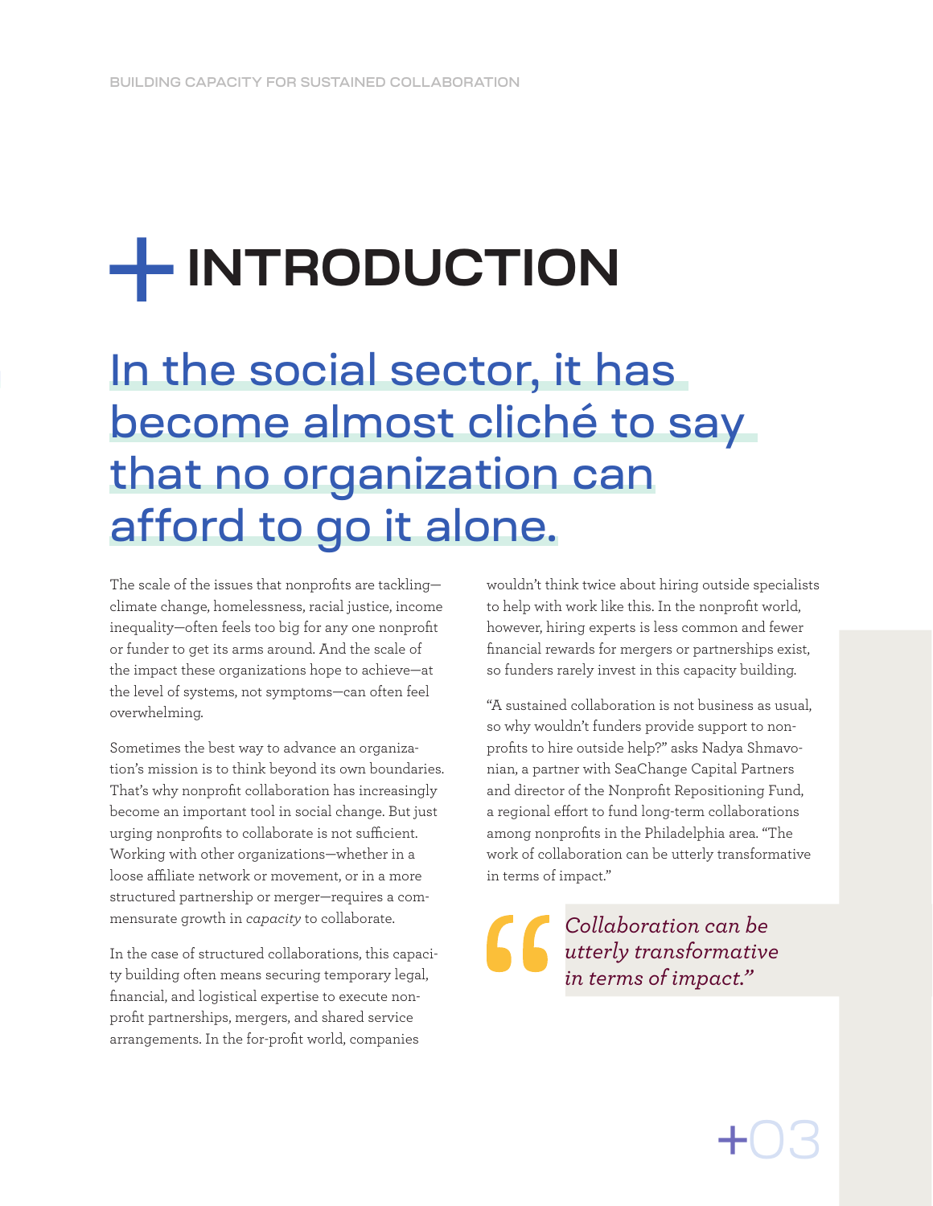# INTRODUCTION

## In the social sector, it has become almost cliché to say that no organization can afford to go it alone.

The scale of the issues that nonprofits are tackling—climate change, homelessness, racial justice, income inequality—often feels too big for any one nonprofit or funder to get its arms around. And the scale of the impact these organizations hope to achieve—at the level of systems, not symptoms—can often feel overwhelming.

Sometimes the best way to advance an organization's mission is to think beyond its own boundaries. That's why nonprofit collaboration has increasingly become an important tool in social change. But just urging nonprofits to collaborate is not sufficient. Working with other organizations—whether in a loose affiliate network or movement, or in a more structured partnership or merger—requires a commensurate growth in *capacity* to collaborate.

In the case of structured collaborations, this capacity building often means securing temporary legal, financial, and logistical expertise to execute nonprofit partnerships, mergers, and shared service arrangements. In the for-profit world, companies wouldn't think twice about hiring outside specialists to help with work like this. In the nonprofit world, however, hiring experts is less common and fewer financial rewards for mergers or partnerships exist, so funders rarely invest in this capacity building.

"A sustained collaboration is not business as usual, so why wouldn't funders provide support to nonprofits to hire outside help?" asks Nadya Shmavonian, a partner with SeaChange Capital Partners and director of the Nonprofit Repositioning Fund, a regional effort to fund long-term collaborations among nonprofits in the Philadelphia area. "The work of collaboration can be utterly transformative in terms of impact."

> *Collaboration can be utterly transformative in terms of impact."*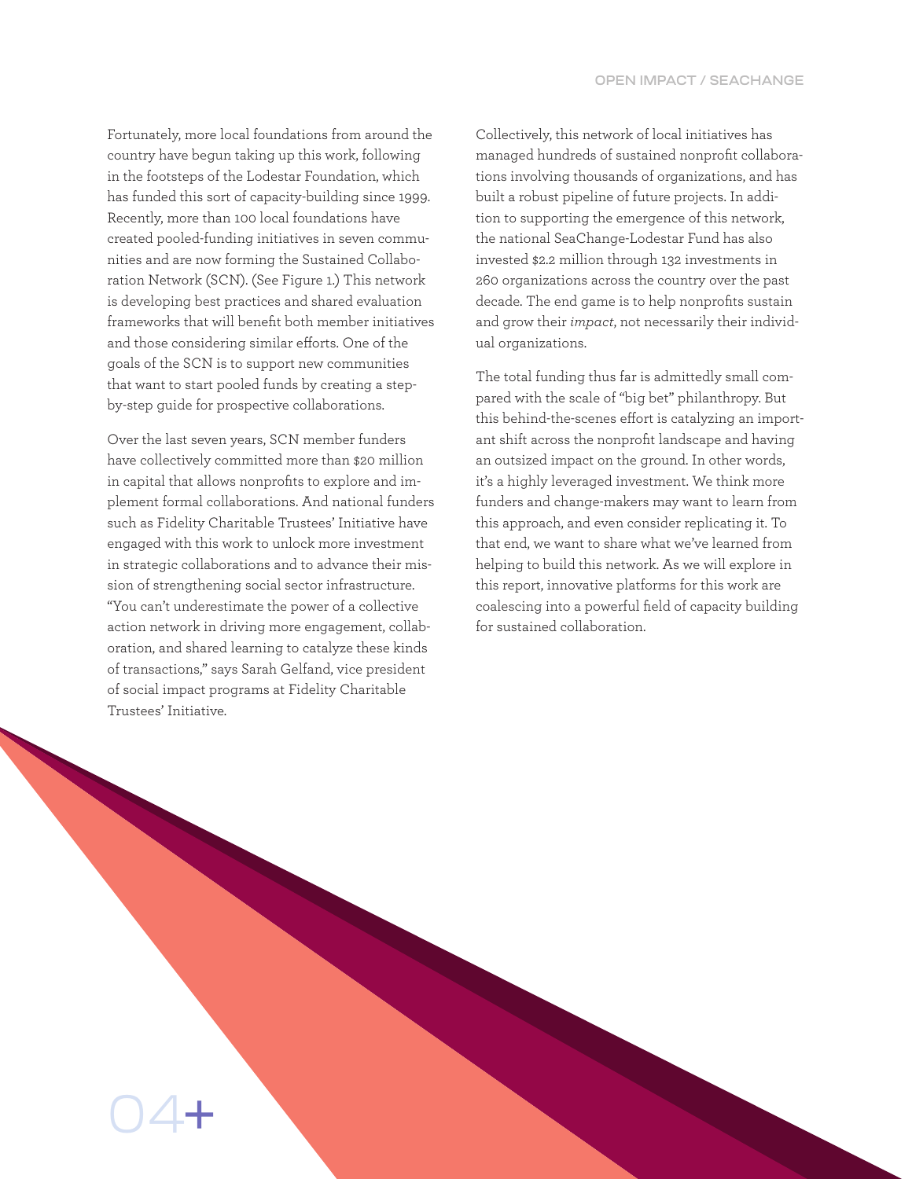Fortunately, more local foundations from around the country have begun taking up this work, following in the footsteps of the Lodestar Foundation, which has funded this sort of capacity-building since 1999. Recently, more than 100 local foundations have created pooled-funding initiatives in seven communities and are now forming the Sustained Collaboration Network (SCN). (See Figure 1.) This network is developing best practices and shared evaluation frameworks that will benefit both member initiatives and those considering similar efforts. One of the goals of the SCN is to support new communities that want to start pooled funds by creating a step-by-step guide for prospective collaborations.

Over the last seven years, SCN member funders have collectively committed more than $20 million in capital that allows nonprofits to explore and implement formal collaborations. And national funders such as Fidelity Charitable Trustees' Initiative have engaged with this work to unlock more investment in strategic collaborations and to advance their mission of strengthening social sector infrastructure. "You can't underestimate the power of a collective action network in driving more engagement, collaboration, and shared learning to catalyze these kinds of transactions," says Sarah Gelfand, vice president of social impact programs at Fidelity Charitable Trustees' Initiative.

Collectively, this network of local initiatives has managed hundreds of sustained nonprofit collaborations involving thousands of organizations, and has built a robust pipeline of future projects. In addition to supporting the emergence of this network, the national SeaChange-Lodestar Fund has also invested $2.2 million through 132 investments in 260 organizations across the country over the past decade. The end game is to help nonprofits sustain and grow their *impact*, not necessarily their individual organizations.

The total funding thus far is admittedly small compared with the scale of "big bet" philanthropy. But this behind-the-scenes effort is catalyzing an important shift across the nonprofit landscape and having an outsized impact on the ground. In other words, it's a highly leveraged investment. We think more funders and change-makers may want to learn from this approach, and even consider replicating it. To that end, we want to share what we've learned from helping to build this network. As we will explore in this report, innovative platforms for this work are coalescing into a powerful field of capacity building for sustained collaboration.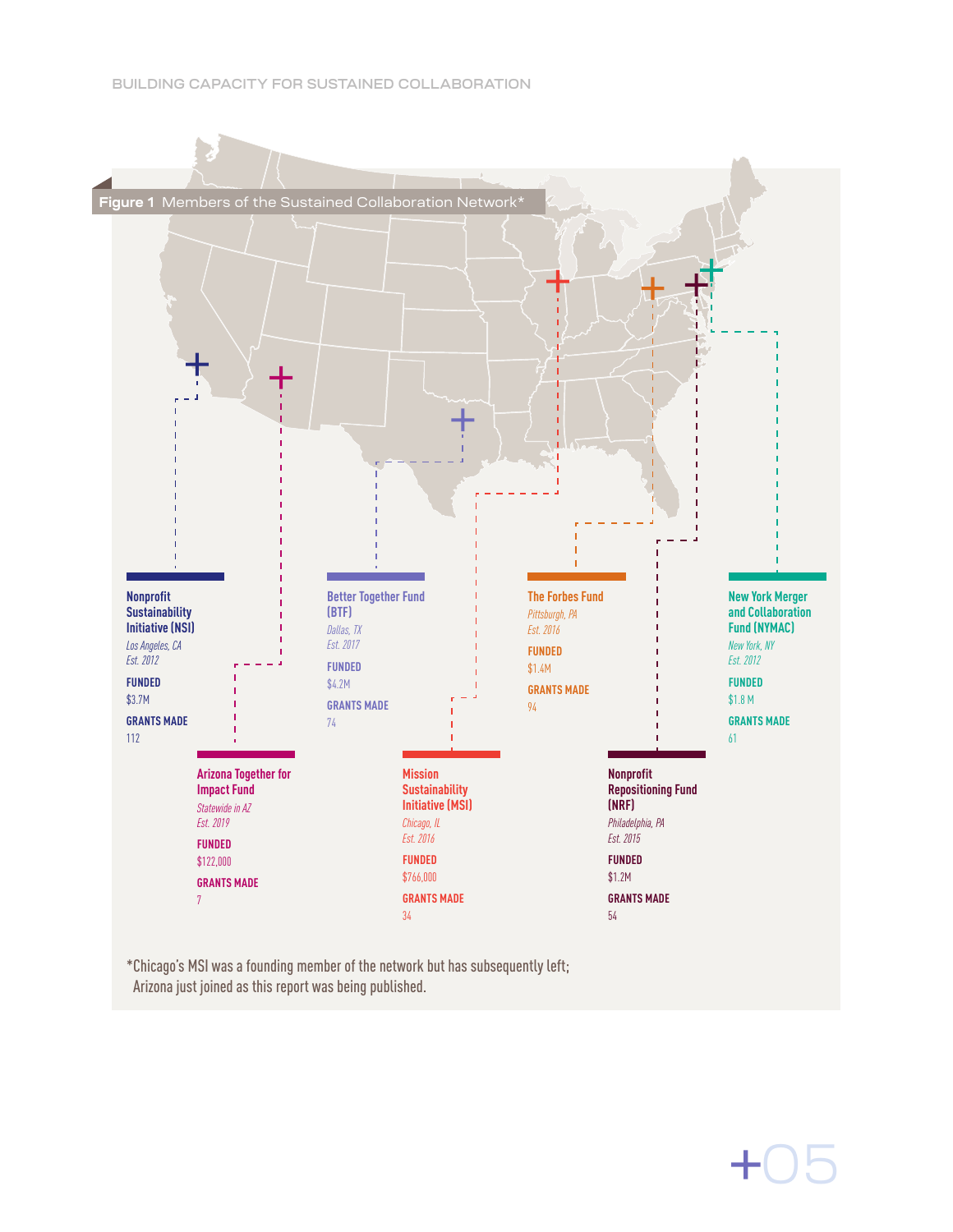**Figure 1** Members of the Sustained Collaboration Network*

**Nonprofit Sustainability Initiative (NSI)**
*Los Angeles, CA*
*Est. 2012*
**FUNDED**
$3.7M
**GRANTS MADE**
112

**Arizona Together for Impact Fund**
*Statewide in AZ*
*Est. 2019*
**FUNDED**
$122,000
**GRANTS MADE**
7

**Better Together Fund (BTF)**
*Dallas, TX*
*Est. 2017*
**FUNDED**
$4.2M
**GRANTS MADE**
74

**Mission Sustainability Initiative (MSI)**
*Chicago, IL*
*Est. 2016*
**FUNDED**
$766,000
**GRANTS MADE**
34

**The Forbes Fund**
*Pittsburgh, PA*
*Est. 2016*
**FUNDED**
$1.4M
**GRANTS MADE**
94

**Nonprofit Repositioning Fund (NRF)**
*Philadelphia, PA*
*Est. 2015*
**FUNDED**
$1.2M
**GRANTS MADE**
54

**New York Merger and Collaboration Fund (NYMAC)**
*New York, NY*
*Est. 2012*
**FUNDED**
$1.8 M
**GRANTS MADE**
61

*Chicago's MSI was a founding member of the network but has subsequently left; Arizona just joined as this report was being published.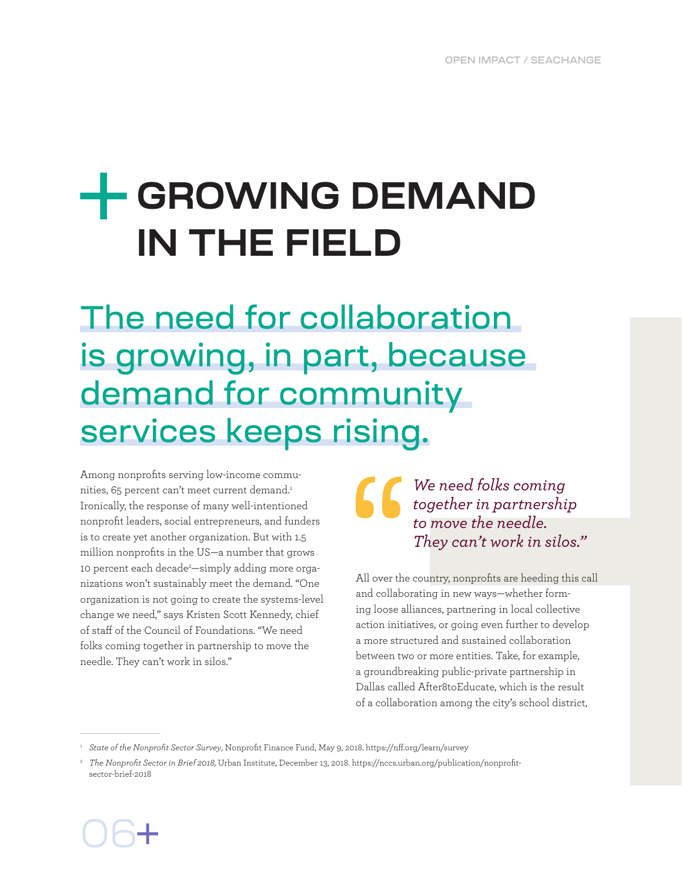# GROWING DEMAND IN THE FIELD

## The need for collaboration is growing, in part, because demand for community services keeps rising.

Among nonprofits serving low-income communities, 65 percent can't meet current demand.[1] Ironically, the response of many well-intentioned nonprofit leaders, social entrepreneurs, and funders is to create yet another organization. But with 1.5 million nonprofits in the US—a number that grows 10 percent each decade[2]—simply adding more organizations won't sustainably meet the demand. "One organization is not going to create the systems-level change we need," says Kristen Scott Kennedy, chief of staff of the Council of Foundations. "We need folks coming together in partnership to move the needle. They can't work in silos."

> *We need folks coming together in partnership to move the needle. They can't work in silos."*

All over the country, nonprofits are heeding this call and collaborating in new ways—whether forming loose alliances, partnering in local collective action initiatives, or going even further to develop a more structured and sustained collaboration between two or more entities. Take, for example, a groundbreaking public-private partnership in Dallas called After8toEducate, which is the result of a collaboration among the city's school district,

---

[1] *State of the Nonprofit Sector Survey*, Nonprofit Finance Fund, May 9, 2018. https://nff.org/learn/survey

[2] *The Nonprofit Sector in Brief 2018*, Urban Institute, December 13, 2018. https://nccs.urban.org/publication/nonprofit-sector-brief-2018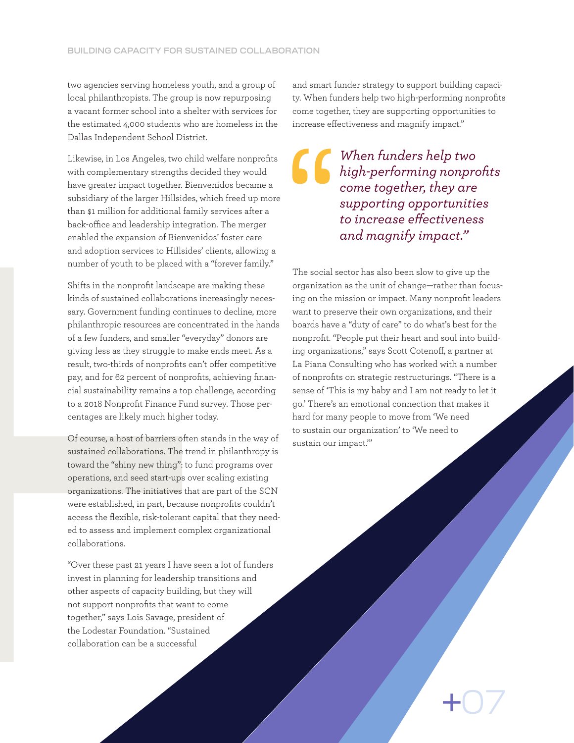two agencies serving homeless youth, and a group of local philanthropists. The group is now repurposing a vacant former school into a shelter with services for the estimated 4,000 students who are homeless in the Dallas Independent School District.

Likewise, in Los Angeles, two child welfare nonprofits with complementary strengths decided they would have greater impact together. Bienvenidos became a subsidiary of the larger Hillsides, which freed up more than $1 million for additional family services after a back-office and leadership integration. The merger enabled the expansion of Bienvenidos' foster care and adoption services to Hillsides' clients, allowing a number of youth to be placed with a "forever family."

Shifts in the nonprofit landscape are making these kinds of sustained collaborations increasingly necessary. Government funding continues to decline, more philanthropic resources are concentrated in the hands of a few funders, and smaller "everyday" donors are giving less as they struggle to make ends meet. As a result, two-thirds of nonprofits can't offer competitive pay, and for 62 percent of nonprofits, achieving financial sustainability remains a top challenge, according to a 2018 Nonprofit Finance Fund survey. Those percentages are likely much higher today.

Of course, a host of barriers often stands in the way of sustained collaborations. The trend in philanthropy is toward the "shiny new thing": to fund programs over operations, and seed start-ups over scaling existing organizations. The initiatives that are part of the SCN were established, in part, because nonprofits couldn't access the flexible, risk-tolerant capital that they needed to assess and implement complex organizational collaborations.

"Over these past 21 years I have seen a lot of funders invest in planning for leadership transitions and other aspects of capacity building, but they will not support nonprofits that want to come together," says Lois Savage, president of the Lodestar Foundation. "Sustained collaboration can be a successful and smart funder strategy to support building capacity. When funders help two high-performing nonprofits come together, they are supporting opportunities to increase effectiveness and magnify impact."

> *"When funders help two high-performing nonprofits come together, they are supporting opportunities to increase effectiveness and magnify impact."*

The social sector has also been slow to give up the organization as the unit of change—rather than focusing on the mission or impact. Many nonprofit leaders want to preserve their own organizations, and their boards have a "duty of care" to do what's best for the nonprofit. "People put their heart and soul into building organizations," says Scott Cotenoff, a partner at La Piana Consulting who has worked with a number of nonprofits on strategic restructurings. "There is a sense of 'This is my baby and I am not ready to let it go.' There's an emotional connection that makes it hard for many people to move from 'We need to sustain our organization' to 'We need to sustain our impact.'"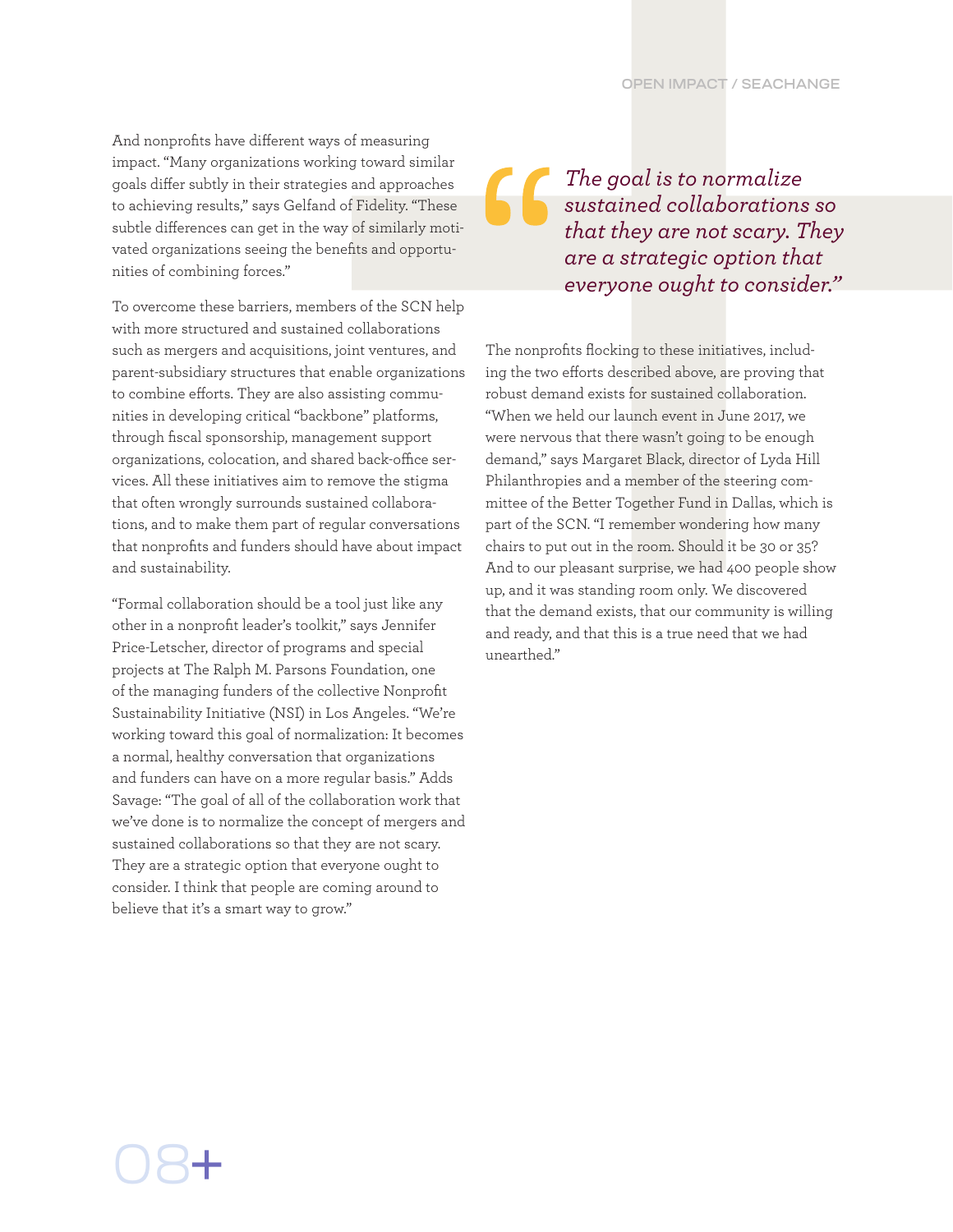And nonprofits have different ways of measuring impact. "Many organizations working toward similar goals differ subtly in their strategies and approaches to achieving results," says Gelfand of Fidelity. "These subtle differences can get in the way of similarly motivated organizations seeing the benefits and opportunities of combining forces."

To overcome these barriers, members of the SCN help with more structured and sustained collaborations such as mergers and acquisitions, joint ventures, and parent-subsidiary structures that enable organizations to combine efforts. They are also assisting communities in developing critical "backbone" platforms, through fiscal sponsorship, management support organizations, colocation, and shared back-office services. All these initiatives aim to remove the stigma that often wrongly surrounds sustained collaborations, and to make them part of regular conversations that nonprofits and funders should have about impact and sustainability.

"Formal collaboration should be a tool just like any other in a nonprofit leader's toolkit," says Jennifer Price-Letscher, director of programs and special projects at The Ralph M. Parsons Foundation, one of the managing funders of the collective Nonprofit Sustainability Initiative (NSI) in Los Angeles. "We're working toward this goal of normalization: It becomes a normal, healthy conversation that organizations and funders can have on a more regular basis." Adds Savage: "The goal of all of the collaboration work that we've done is to normalize the concept of mergers and sustained collaborations so that they are not scary. They are a strategic option that everyone ought to consider. I think that people are coming around to believe that it's a smart way to grow."

> *"The goal is to normalize sustained collaborations so that they are not scary. They are a strategic option that everyone ought to consider."*

The nonprofits flocking to these initiatives, including the two efforts described above, are proving that robust demand exists for sustained collaboration. "When we held our launch event in June 2017, we were nervous that there wasn't going to be enough demand," says Margaret Black, director of Lyda Hill Philanthropies and a member of the steering committee of the Better Together Fund in Dallas, which is part of the SCN. "I remember wondering how many chairs to put out in the room. Should it be 30 or 35? And to our pleasant surprise, we had 400 people show up, and it was standing room only. We discovered that the demand exists, that our community is willing and ready, and that this is a true need that we had unearthed."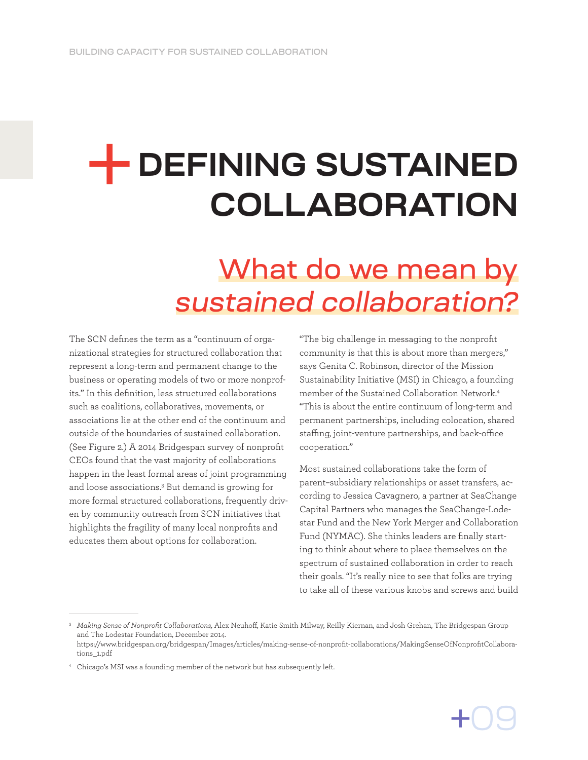# DEFINING SUSTAINED COLLABORATION

## What do we mean by *sustained collaboration?*

The SCN defines the term as a "continuum of organizational strategies for structured collaboration that represent a long-term and permanent change to the business or operating models of two or more nonprofits." In this definition, less structured collaborations such as coalitions, collaboratives, movements, or associations lie at the other end of the continuum and outside of the boundaries of sustained collaboration. (See Figure 2.) A 2014 Bridgespan survey of nonprofit CEOs found that the vast majority of collaborations happen in the least formal areas of joint programming and loose associations.[3] But demand is growing for more formal structured collaborations, frequently driven by community outreach from SCN initiatives that highlights the fragility of many local nonprofits and educates them about options for collaboration.

"The big challenge in messaging to the nonprofit community is that this is about more than mergers," says Genita C. Robinson, director of the Mission Sustainability Initiative (MSI) in Chicago, a founding member of the Sustained Collaboration Network.[4] "This is about the entire continuum of long-term and permanent partnerships, including colocation, shared staffing, joint-venture partnerships, and back-office cooperation."

Most sustained collaborations take the form of parent–subsidiary relationships or asset transfers, according to Jessica Cavagnero, a partner at SeaChange Capital Partners who manages the SeaChange-Lodestar Fund and the New York Merger and Collaboration Fund (NYMAC). She thinks leaders are finally starting to think about where to place themselves on the spectrum of sustained collaboration in order to reach their goals. "It's really nice to see that folks are trying to take all of these various knobs and screws and build

---

[3] *Making Sense of Nonprofit Collaborations,* Alex Neuhoff, Katie Smith Milway, Reilly Kiernan, and Josh Grehan, The Bridgespan Group and The Lodestar Foundation, December 2014. https://www.bridgespan.org/bridgespan/Images/articles/making-sense-of-nonprofit-collaborations/MakingSenseOfNonprofitCollaborations_1.pdf

[4] Chicago's MSI was a founding member of the network but has subsequently left.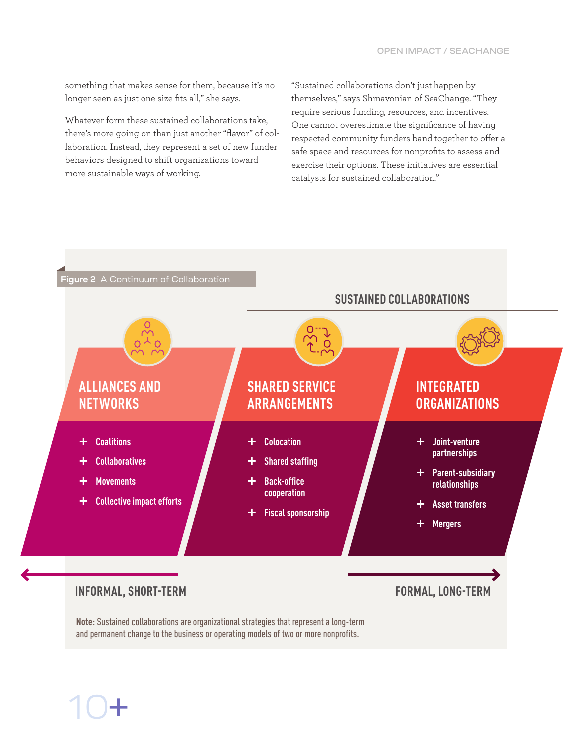something that makes sense for them, because it's no longer seen as just one size fits all," she says.

Whatever form these sustained collaborations take, there's more going on than just another "flavor" of collaboration. Instead, they represent a set of new funder behaviors designed to shift organizations toward more sustainable ways of working.

"Sustained collaborations don't just happen by themselves," says Shmavonian of SeaChange. "They require serious funding, resources, and incentives. One cannot overestimate the significance of having respected community funders band together to offer a safe space and resources for nonprofits to assess and exercise their options. These initiatives are essential catalysts for sustained collaboration."

**Figure 2** A Continuum of Collaboration

SUSTAINED COLLABORATIONS

**ALLIANCES AND NETWORKS**

- Coalitions
- Collaboratives
- Movements
- Collective impact efforts

**SHARED SERVICE ARRANGEMENTS**

- Colocation
- Shared staffing
- Back-office cooperation
- Fiscal sponsorship

**INTEGRATED ORGANIZATIONS**

- Joint-venture partnerships
- Parent-subsidiary relationships
- Asset transfers
- Mergers

INFORMAL, SHORT-TERM ← → FORMAL, LONG-TERM

**Note:** Sustained collaborations are organizational strategies that represent a long-term and permanent change to the business or operating models of two or more nonprofits.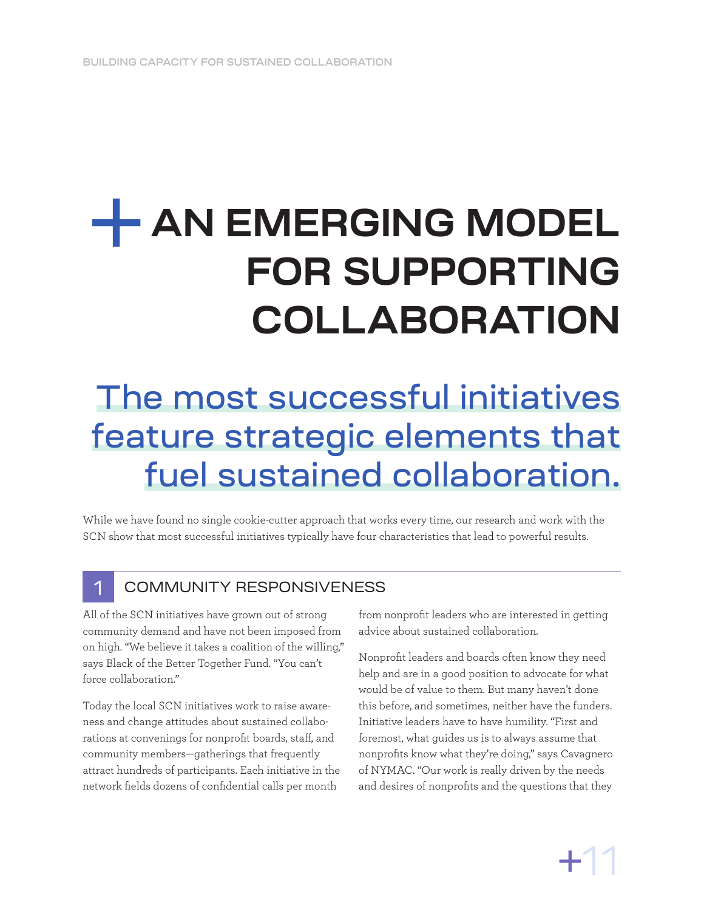# AN EMERGING MODEL FOR SUPPORTING COLLABORATION

## The most successful initiatives feature strategic elements that fuel sustained collaboration.

While we have found no single cookie-cutter approach that works every time, our research and work with the SCN show that most successful initiatives typically have four characteristics that lead to powerful results.

### 1 COMMUNITY RESPONSIVENESS

All of the SCN initiatives have grown out of strong community demand and have not been imposed from on high. "We believe it takes a coalition of the willing," says Black of the Better Together Fund. "You can't force collaboration."

Today the local SCN initiatives work to raise awareness and change attitudes about sustained collaborations at convenings for nonprofit boards, staff, and community members—gatherings that frequently attract hundreds of participants. Each initiative in the network fields dozens of confidential calls per month from nonprofit leaders who are interested in getting advice about sustained collaboration.

Nonprofit leaders and boards often know they need help and are in a good position to advocate for what would be of value to them. But many haven't done this before, and sometimes, neither have the funders. Initiative leaders have to have humility. "First and foremost, what guides us is to always assume that nonprofits know what they're doing," says Cavagnero of NYMAC. "Our work is really driven by the needs and desires of nonprofits and the questions that they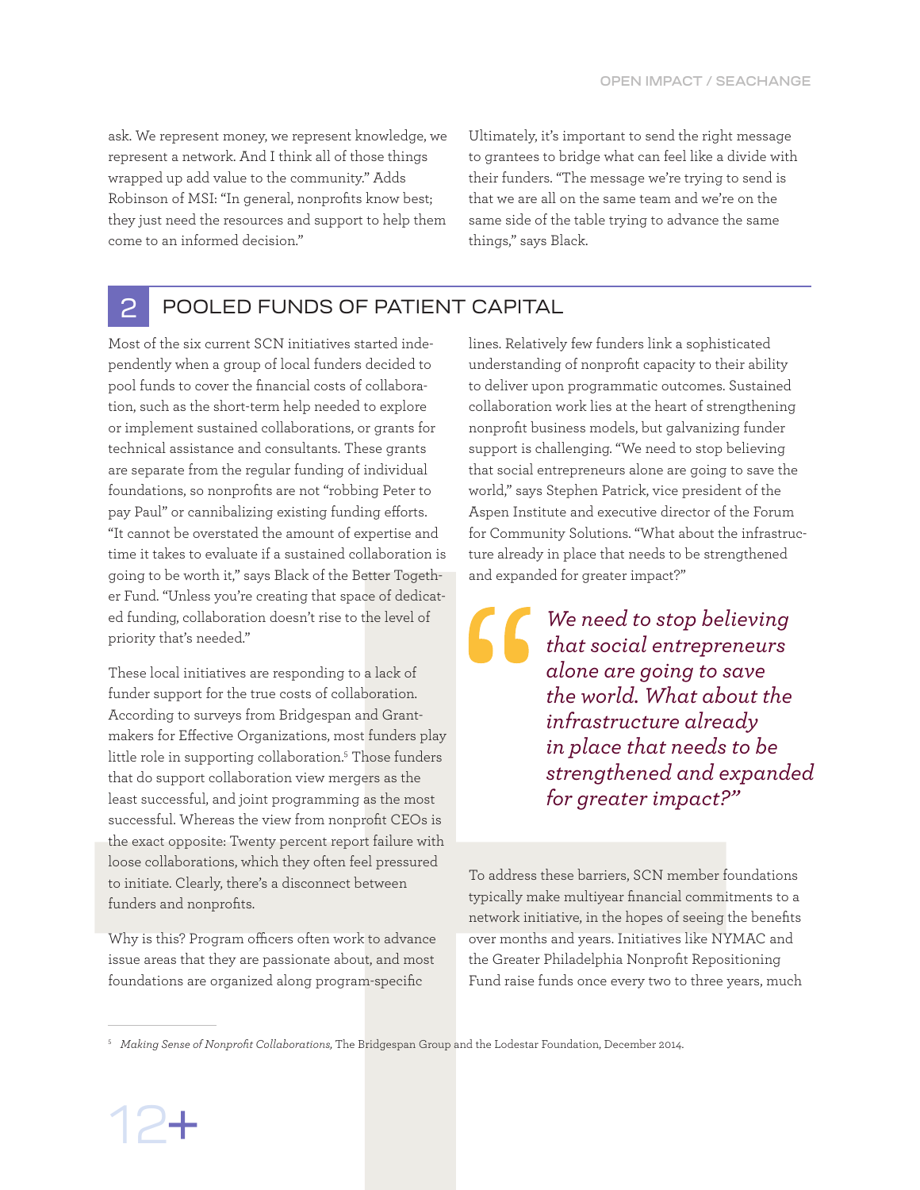ask. We represent money, we represent knowledge, we represent a network. And I think all of those things wrapped up add value to the community." Adds Robinson of MSI: "In general, nonprofits know best; they just need the resources and support to help them come to an informed decision."

Ultimately, it's important to send the right message to grantees to bridge what can feel like a divide with their funders. "The message we're trying to send is that we are all on the same team and we're on the same side of the table trying to advance the same things," says Black.

## 2 POOLED FUNDS OF PATIENT CAPITAL

Most of the six current SCN initiatives started independently when a group of local funders decided to pool funds to cover the financial costs of collaboration, such as the short-term help needed to explore or implement sustained collaborations, or grants for technical assistance and consultants. These grants are separate from the regular funding of individual foundations, so nonprofits are not "robbing Peter to pay Paul" or cannibalizing existing funding efforts. "It cannot be overstated the amount of expertise and time it takes to evaluate if a sustained collaboration is going to be worth it," says Black of the Better Together Fund. "Unless you're creating that space of dedicated funding, collaboration doesn't rise to the level of priority that's needed."

These local initiatives are responding to a lack of funder support for the true costs of collaboration. According to surveys from Bridgespan and Grantmakers for Effective Organizations, most funders play little role in supporting collaboration.[5] Those funders that do support collaboration view mergers as the least successful, and joint programming as the most successful. Whereas the view from nonprofit CEOs is the exact opposite: Twenty percent report failure with loose collaborations, which they often feel pressured to initiate. Clearly, there's a disconnect between funders and nonprofits.

Why is this? Program officers often work to advance issue areas that they are passionate about, and most foundations are organized along program-specific lines. Relatively few funders link a sophisticated understanding of nonprofit capacity to their ability to deliver upon programmatic outcomes. Sustained collaboration work lies at the heart of strengthening nonprofit business models, but galvanizing funder support is challenging. "We need to stop believing that social entrepreneurs alone are going to save the world," says Stephen Patrick, vice president of the Aspen Institute and executive director of the Forum for Community Solutions. "What about the infrastructure already in place that needs to be strengthened and expanded for greater impact?"

> *"We need to stop believing that social entrepreneurs alone are going to save the world. What about the infrastructure already in place that needs to be strengthened and expanded for greater impact?"*

To address these barriers, SCN member foundations typically make multiyear financial commitments to a network initiative, in the hopes of seeing the benefits over months and years. Initiatives like NYMAC and the Greater Philadelphia Nonprofit Repositioning Fund raise funds once every two to three years, much

---

[5] *Making Sense of Nonprofit Collaborations,* The Bridgespan Group and the Lodestar Foundation, December 2014.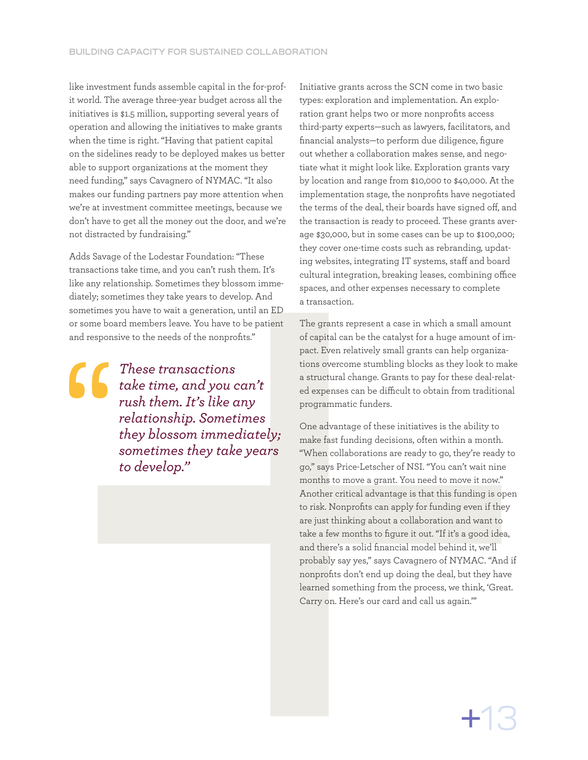like investment funds assemble capital in the for-profit world. The average three-year budget across all the initiatives is $1.5 million, supporting several years of operation and allowing the initiatives to make grants when the time is right. "Having that patient capital on the sidelines ready to be deployed makes us better able to support organizations at the moment they need funding," says Cavagnero of NYMAC. "It also makes our funding partners pay more attention when we're at investment committee meetings, because we don't have to get all the money out the door, and we're not distracted by fundraising."

Adds Savage of the Lodestar Foundation: "These transactions take time, and you can't rush them. It's like any relationship. Sometimes they blossom immediately; sometimes they take years to develop. And sometimes you have to wait a generation, until an ED or some board members leave. You have to be patient and responsive to the needs of the nonprofits."

> *"These transactions take time, and you can't rush them. It's like any relationship. Sometimes they blossom immediately; sometimes they take years to develop."*

Initiative grants across the SCN come in two basic types: exploration and implementation. An exploration grant helps two or more nonprofits access third-party experts—such as lawyers, facilitators, and financial analysts—to perform due diligence, figure out whether a collaboration makes sense, and negotiate what it might look like. Exploration grants vary by location and range from $10,000 to $40,000. At the implementation stage, the nonprofits have negotiated the terms of the deal, their boards have signed off, and the transaction is ready to proceed. These grants average $30,000, but in some cases can be up to $100,000; they cover one-time costs such as rebranding, updating websites, integrating IT systems, staff and board cultural integration, breaking leases, combining office spaces, and other expenses necessary to complete a transaction.

The grants represent a case in which a small amount of capital can be the catalyst for a huge amount of impact. Even relatively small grants can help organizations overcome stumbling blocks as they look to make a structural change. Grants to pay for these deal-related expenses can be difficult to obtain from traditional programmatic funders.

One advantage of these initiatives is the ability to make fast funding decisions, often within a month. "When collaborations are ready to go, they're ready to go," says Price-Letscher of NSI. "You can't wait nine months to move a grant. You need to move it now." Another critical advantage is that this funding is open to risk. Nonprofits can apply for funding even if they are just thinking about a collaboration and want to take a few months to figure it out. "If it's a good idea, and there's a solid financial model behind it, we'll probably say yes," says Cavagnero of NYMAC. "And if nonprofits don't end up doing the deal, but they have learned something from the process, we think, 'Great. Carry on. Here's our card and call us again.'"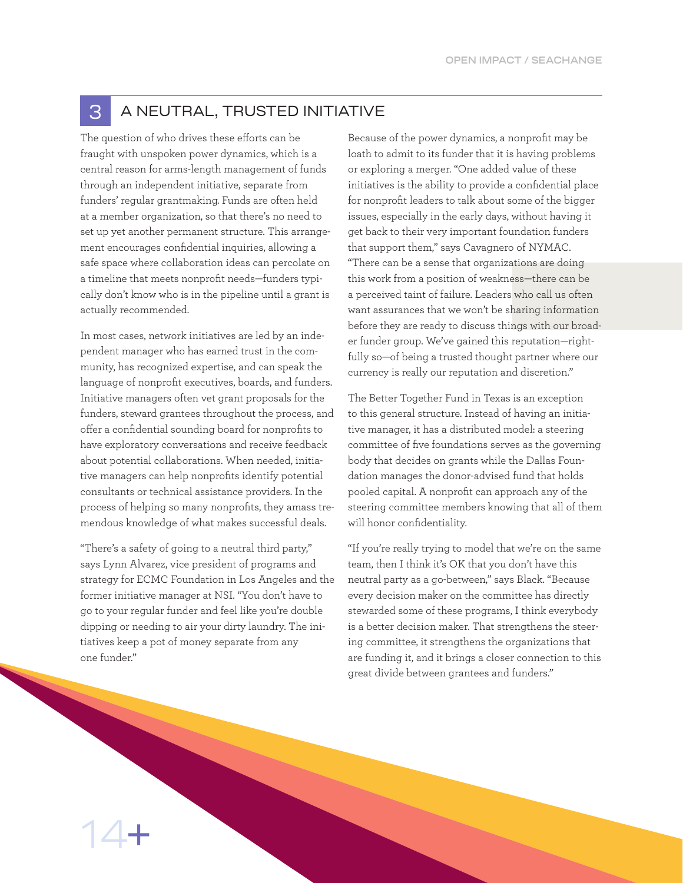## 3 A NEUTRAL, TRUSTED INITIATIVE

The question of who drives these efforts can be fraught with unspoken power dynamics, which is a central reason for arms-length management of funds through an independent initiative, separate from funders' regular grantmaking. Funds are often held at a member organization, so that there's no need to set up yet another permanent structure. This arrangement encourages confidential inquiries, allowing a safe space where collaboration ideas can percolate on a timeline that meets nonprofit needs—funders typically don't know who is in the pipeline until a grant is actually recommended.

In most cases, network initiatives are led by an independent manager who has earned trust in the community, has recognized expertise, and can speak the language of nonprofit executives, boards, and funders. Initiative managers often vet grant proposals for the funders, steward grantees throughout the process, and offer a confidential sounding board for nonprofits to have exploratory conversations and receive feedback about potential collaborations. When needed, initiative managers can help nonprofits identify potential consultants or technical assistance providers. In the process of helping so many nonprofits, they amass tremendous knowledge of what makes successful deals.

"There's a safety of going to a neutral third party," says Lynn Alvarez, vice president of programs and strategy for ECMC Foundation in Los Angeles and the former initiative manager at NSI. "You don't have to go to your regular funder and feel like you're double dipping or needing to air your dirty laundry. The initiatives keep a pot of money separate from any one funder."

Because of the power dynamics, a nonprofit may be loath to admit to its funder that it is having problems or exploring a merger. "One added value of these initiatives is the ability to provide a confidential place for nonprofit leaders to talk about some of the bigger issues, especially in the early days, without having it get back to their very important foundation funders that support them," says Cavagnero of NYMAC. "There can be a sense that organizations are doing this work from a position of weakness—there can be a perceived taint of failure. Leaders who call us often want assurances that we won't be sharing information before they are ready to discuss things with our broader funder group. We've gained this reputation—rightfully so—of being a trusted thought partner where our currency is really our reputation and discretion."

The Better Together Fund in Texas is an exception to this general structure. Instead of having an initiative manager, it has a distributed model: a steering committee of five foundations serves as the governing body that decides on grants while the Dallas Foundation manages the donor-advised fund that holds pooled capital. A nonprofit can approach any of the steering committee members knowing that all of them will honor confidentiality.

"If you're really trying to model that we're on the same team, then I think it's OK that you don't have this neutral party as a go-between," says Black. "Because every decision maker on the committee has directly stewarded some of these programs, I think everybody is a better decision maker. That strengthens the steering committee, it strengthens the organizations that are funding it, and it brings a closer connection to this great divide between grantees and funders."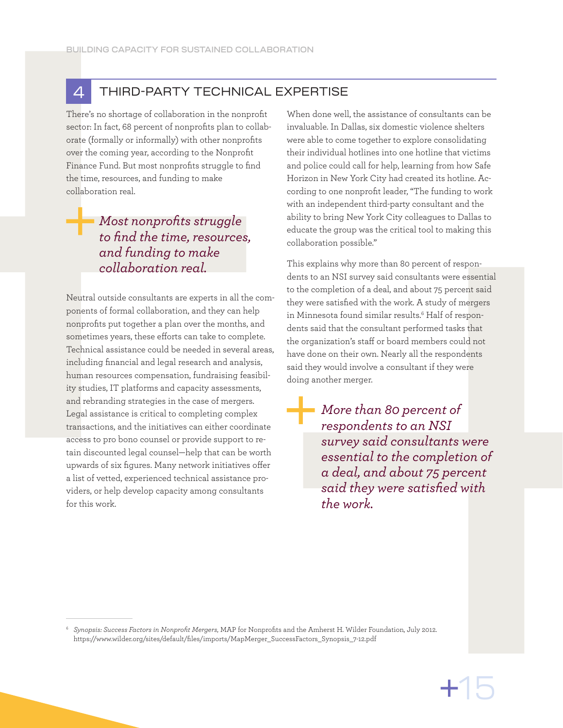## 4 THIRD-PARTY TECHNICAL EXPERTISE

There's no shortage of collaboration in the nonprofit sector: In fact, 68 percent of nonprofits plan to collaborate (formally or informally) with other nonprofits over the coming year, according to the Nonprofit Finance Fund. But most nonprofits struggle to find the time, resources, and funding to make collaboration real.

> *Most nonprofits struggle to find the time, resources, and funding to make collaboration real.*

Neutral outside consultants are experts in all the components of formal collaboration, and they can help nonprofits put together a plan over the months, and sometimes years, these efforts can take to complete. Technical assistance could be needed in several areas, including financial and legal research and analysis, human resources compensation, fundraising feasibility studies, IT platforms and capacity assessments, and rebranding strategies in the case of mergers. Legal assistance is critical to completing complex transactions, and the initiatives can either coordinate access to pro bono counsel or provide support to retain discounted legal counsel—help that can be worth upwards of six figures. Many network initiatives offer a list of vetted, experienced technical assistance providers, or help develop capacity among consultants for this work.

When done well, the assistance of consultants can be invaluable. In Dallas, six domestic violence shelters were able to come together to explore consolidating their individual hotlines into one hotline that victims and police could call for help, learning from how Safe Horizon in New York City had created its hotline. According to one nonprofit leader, "The funding to work with an independent third-party consultant and the ability to bring New York City colleagues to Dallas to educate the group was the critical tool to making this collaboration possible."

This explains why more than 80 percent of respondents to an NSI survey said consultants were essential to the completion of a deal, and about 75 percent said they were satisfied with the work. A study of mergers in Minnesota found similar results.[6] Half of respondents said that the consultant performed tasks that the organization's staff or board members could not have done on their own. Nearly all the respondents said they would involve a consultant if they were doing another merger.

> *More than 80 percent of respondents to an NSI survey said consultants were essential to the completion of a deal, and about 75 percent said they were satisfied with the work.*

---

[6] *Synopsis: Success Factors in Nonprofit Mergers*, MAP for Nonprofits and the Amherst H. Wilder Foundation, July 2012. https://www.wilder.org/sites/default/files/imports/MapMerger_SuccessFactors_Synopsis_7-12.pdf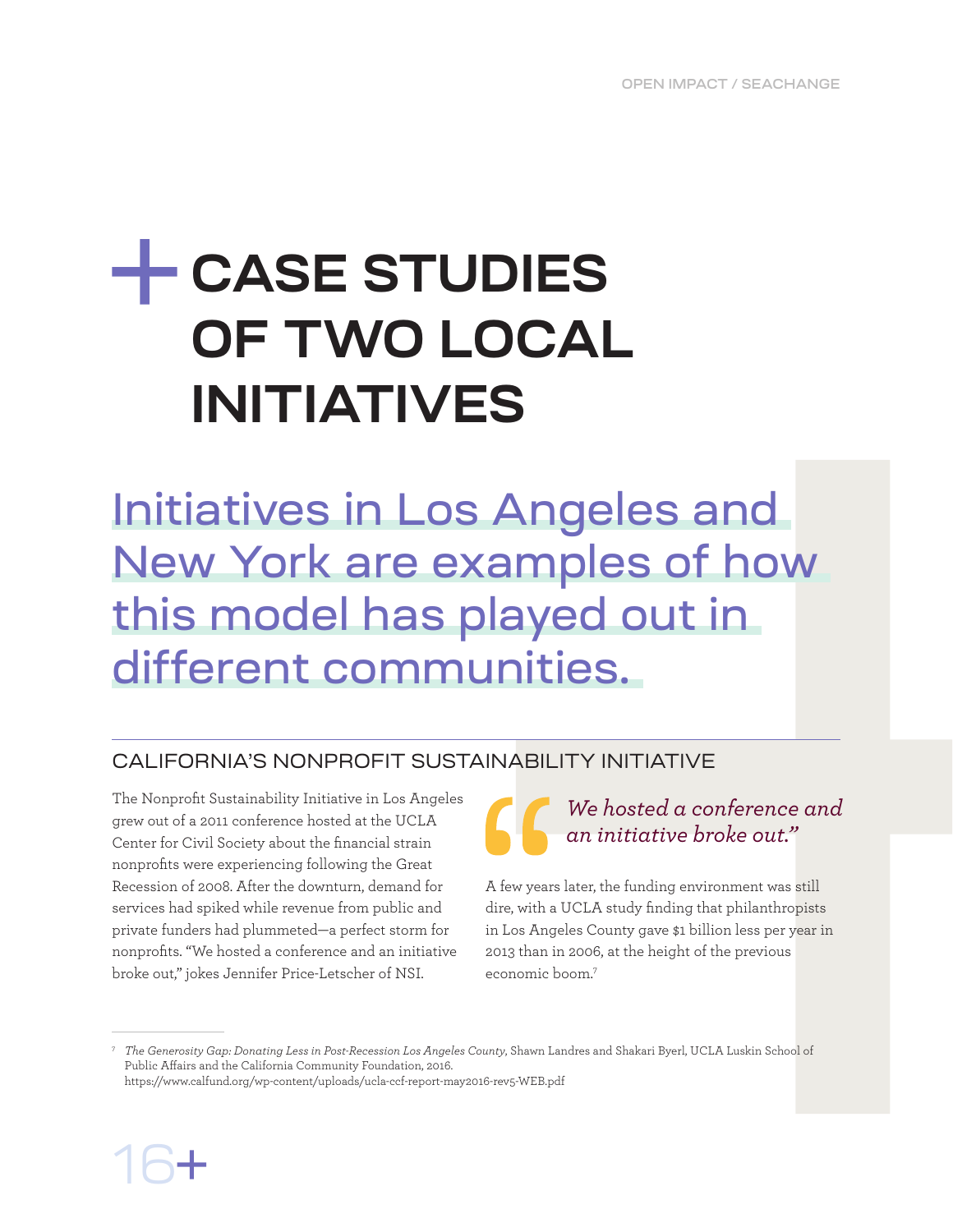# CASE STUDIES OF TWO LOCAL INITIATIVES

Initiatives in Los Angeles and New York are examples of how this model has played out in different communities.

## CALIFORNIA'S NONPROFIT SUSTAINABILITY INITIATIVE

The Nonprofit Sustainability Initiative in Los Angeles grew out of a 2011 conference hosted at the UCLA Center for Civil Society about the financial strain nonprofits were experiencing following the Great Recession of 2008. After the downturn, demand for services had spiked while revenue from public and private funders had plummeted—a perfect storm for nonprofits. "We hosted a conference and an initiative broke out," jokes Jennifer Price-Letscher of NSI.

> *We hosted a conference and an initiative broke out."*

A few years later, the funding environment was still dire, with a UCLA study finding that philanthropists in Los Angeles County gave $1 billion less per year in 2013 than in 2006, at the height of the previous economic boom.[7]

---

[7] *The Generosity Gap: Donating Less in Post-Recession Los Angeles County*, Shawn Landres and Shakari Byerl, UCLA Luskin School of Public Affairs and the California Community Foundation, 2016. https://www.calfund.org/wp-content/uploads/ucla-ccf-report-may2016-rev5-WEB.pdf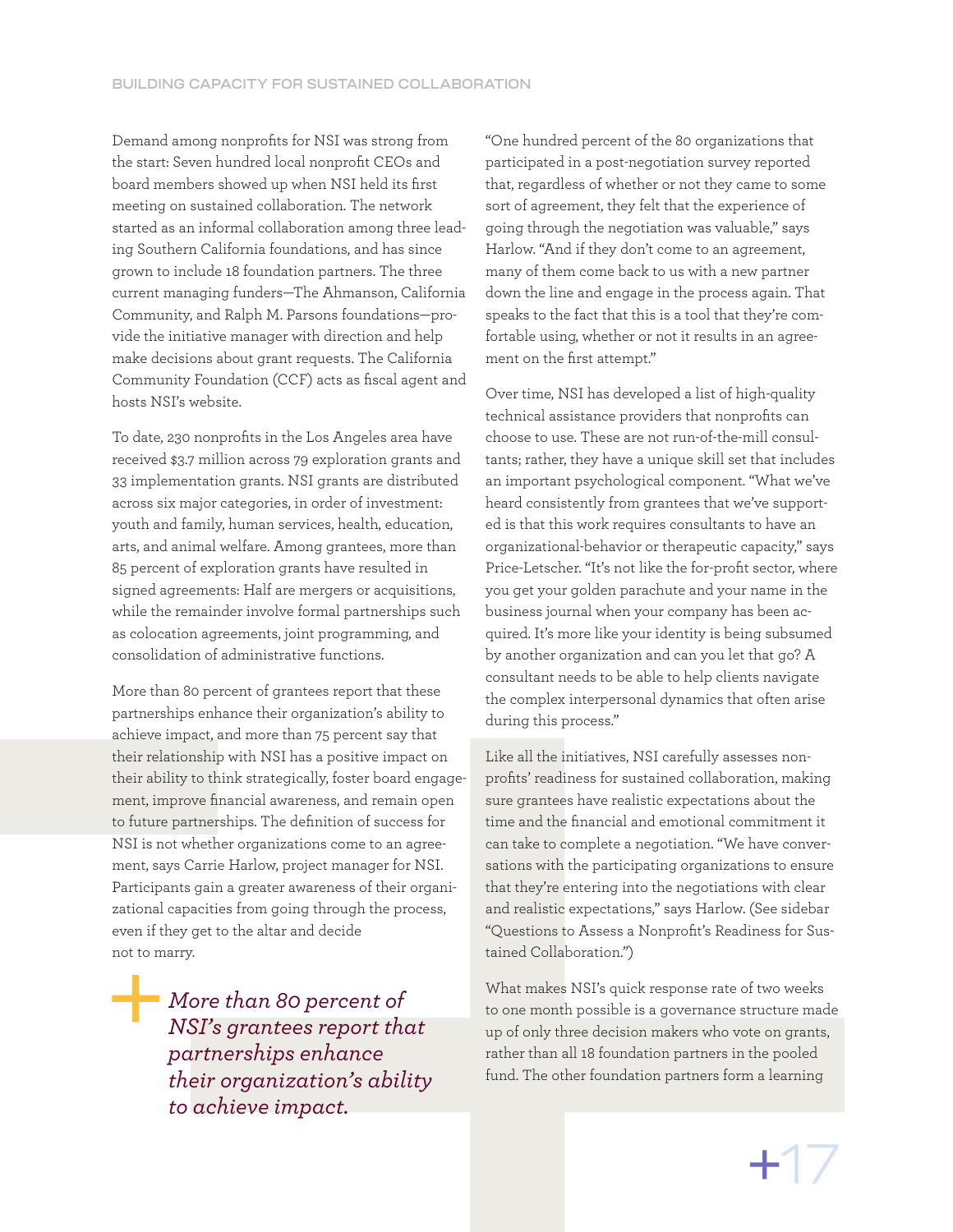Demand among nonprofits for NSI was strong from the start: Seven hundred local nonprofit CEOs and board members showed up when NSI held its first meeting on sustained collaboration. The network started as an informal collaboration among three leading Southern California foundations, and has since grown to include 18 foundation partners. The three current managing funders—The Ahmanson, California Community, and Ralph M. Parsons foundations—provide the initiative manager with direction and help make decisions about grant requests. The California Community Foundation (CCF) acts as fiscal agent and hosts NSI's website.

To date, 230 nonprofits in the Los Angeles area have received $3.7 million across 79 exploration grants and 33 implementation grants. NSI grants are distributed across six major categories, in order of investment: youth and family, human services, health, education, arts, and animal welfare. Among grantees, more than 85 percent of exploration grants have resulted in signed agreements: Half are mergers or acquisitions, while the remainder involve formal partnerships such as colocation agreements, joint programming, and consolidation of administrative functions.

More than 80 percent of grantees report that these partnerships enhance their organization's ability to achieve impact, and more than 75 percent say that their relationship with NSI has a positive impact on their ability to think strategically, foster board engagement, improve financial awareness, and remain open to future partnerships. The definition of success for NSI is not whether organizations come to an agreement, says Carrie Harlow, project manager for NSI. Participants gain a greater awareness of their organizational capacities from going through the process, even if they get to the altar and decide not to marry.

> *More than 80 percent of NSI's grantees report that partnerships enhance their organization's ability to achieve impact.*

"One hundred percent of the 80 organizations that participated in a post-negotiation survey reported that, regardless of whether or not they came to some sort of agreement, they felt that the experience of going through the negotiation was valuable," says Harlow. "And if they don't come to an agreement, many of them come back to us with a new partner down the line and engage in the process again. That speaks to the fact that this is a tool that they're comfortable using, whether or not it results in an agreement on the first attempt."

Over time, NSI has developed a list of high-quality technical assistance providers that nonprofits can choose to use. These are not run-of-the-mill consultants; rather, they have a unique skill set that includes an important psychological component. "What we've heard consistently from grantees that we've supported is that this work requires consultants to have an organizational-behavior or therapeutic capacity," says Price-Letscher. "It's not like the for-profit sector, where you get your golden parachute and your name in the business journal when your company has been acquired. It's more like your identity is being subsumed by another organization and can you let that go? A consultant needs to be able to help clients navigate the complex interpersonal dynamics that often arise during this process."

Like all the initiatives, NSI carefully assesses nonprofits' readiness for sustained collaboration, making sure grantees have realistic expectations about the time and the financial and emotional commitment it can take to complete a negotiation. "We have conversations with the participating organizations to ensure that they're entering into the negotiations with clear and realistic expectations," says Harlow. (See sidebar "Questions to Assess a Nonprofit's Readiness for Sustained Collaboration.")

What makes NSI's quick response rate of two weeks to one month possible is a governance structure made up of only three decision makers who vote on grants, rather than all 18 foundation partners in the pooled fund. The other foundation partners form a learning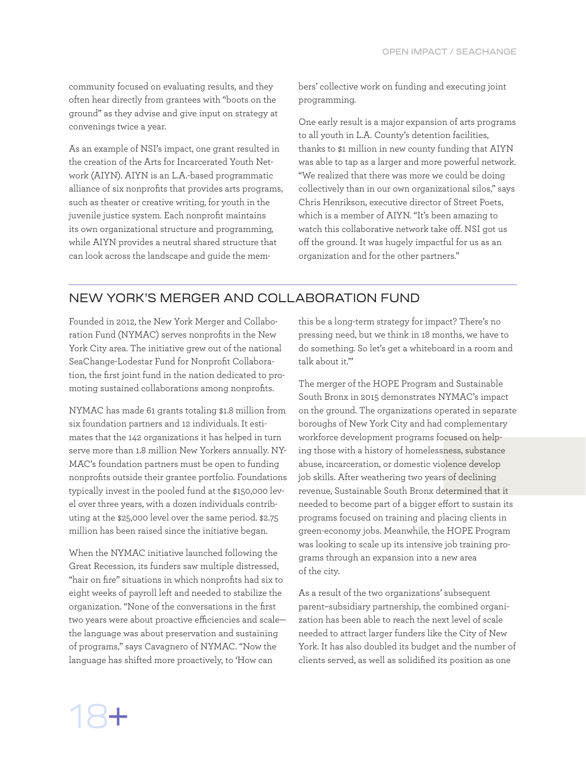community focused on evaluating results, and they often hear directly from grantees with "boots on the ground" as they advise and give input on strategy at convenings twice a year.

As an example of NSI's impact, one grant resulted in the creation of the Arts for Incarcerated Youth Network (AIYN). AIYN is an L.A.-based programmatic alliance of six nonprofits that provides arts programs, such as theater or creative writing, for youth in the juvenile justice system. Each nonprofit maintains its own organizational structure and programming, while AIYN provides a neutral shared structure that can look across the landscape and guide the members' collective work on funding and executing joint programming.

One early result is a major expansion of arts programs to all youth in L.A. County's detention facilities, thanks to $1 million in new county funding that AIYN was able to tap as a larger and more powerful network. "We realized that there was more we could be doing collectively than in our own organizational silos," says Chris Henrikson, executive director of Street Poets, which is a member of AIYN. "It's been amazing to watch this collaborative network take off. NSI got us off the ground. It was hugely impactful for us as an organization and for the other partners."

## NEW YORK'S MERGER AND COLLABORATION FUND

Founded in 2012, the New York Merger and Collaboration Fund (NYMAC) serves nonprofits in the New York City area. The initiative grew out of the national SeaChange-Lodestar Fund for Nonprofit Collaboration, the first joint fund in the nation dedicated to promoting sustained collaborations among nonprofits.

NYMAC has made 61 grants totaling $1.8 million from six foundation partners and 12 individuals. It estimates that the 142 organizations it has helped in turn serve more than 1.8 million New Yorkers annually. NYMAC's foundation partners must be open to funding nonprofits outside their grantee portfolio. Foundations typically invest in the pooled fund at the $150,000 level over three years, with a dozen individuals contributing at the $25,000 level over the same period. $2.75 million has been raised since the initiative began.

When the NYMAC initiative launched following the Great Recession, its funders saw multiple distressed, "hair on fire" situations in which nonprofits had six to eight weeks of payroll left and needed to stabilize the organization. "None of the conversations in the first two years were about proactive efficiencies and scale—the language was about preservation and sustaining of programs," says Cavagnero of NYMAC. "Now the language has shifted more proactively, to 'How can this be a long-term strategy for impact? There's no pressing need, but we think in 18 months, we have to do something. So let's get a whiteboard in a room and talk about it.'"

The merger of the HOPE Program and Sustainable South Bronx in 2015 demonstrates NYMAC's impact on the ground. The organizations operated in separate boroughs of New York City and had complementary workforce development programs focused on helping those with a history of homelessness, substance abuse, incarceration, or domestic violence develop job skills. After weathering two years of declining revenue, Sustainable South Bronx determined that it needed to become part of a bigger effort to sustain its programs focused on training and placing clients in green-economy jobs. Meanwhile, the HOPE Program was looking to scale up its intensive job training programs through an expansion into a new area of the city.

As a result of the two organizations' subsequent parent–subsidiary partnership, the combined organization has been able to reach the next level of scale needed to attract larger funders like the City of New York. It has also doubled its budget and the number of clients served, as well as solidified its position as one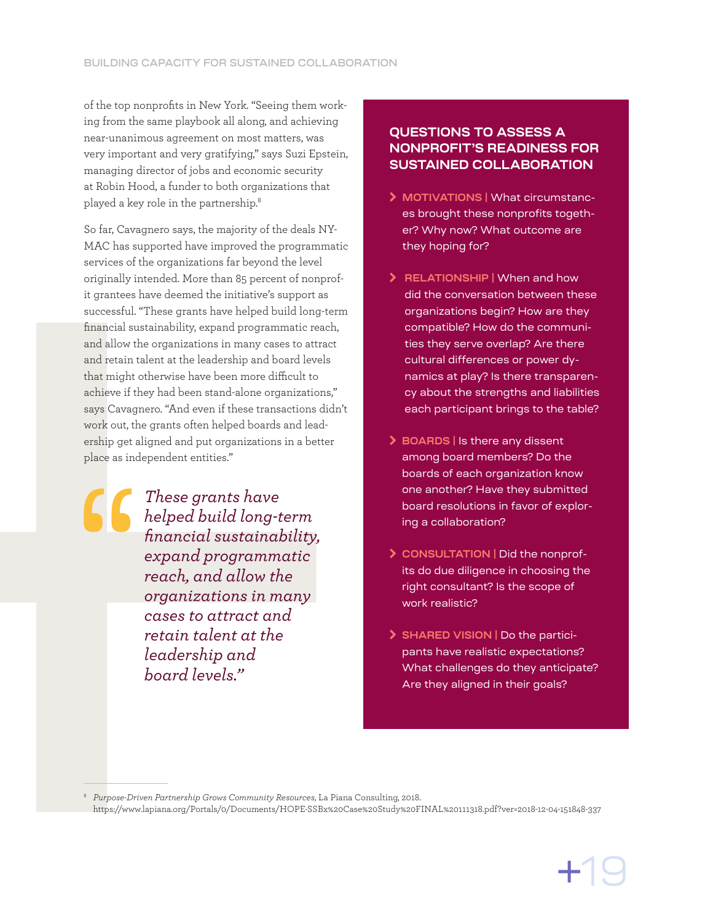of the top nonprofits in New York. "Seeing them working from the same playbook all along, and achieving near-unanimous agreement on most matters, was very important and very gratifying," says Suzi Epstein, managing director of jobs and economic security at Robin Hood, a funder to both organizations that played a key role in the partnership.[8]

So far, Cavagnero says, the majority of the deals NY-MAC has supported have improved the programmatic services of the organizations far beyond the level originally intended. More than 85 percent of nonprofit grantees have deemed the initiative's support as successful. "These grants have helped build long-term financial sustainability, expand programmatic reach, and allow the organizations in many cases to attract and retain talent at the leadership and board levels that might otherwise have been more difficult to achieve if they had been stand-alone organizations," says Cavagnero. "And even if these transactions didn't work out, the grants often helped boards and leadership get aligned and put organizations in a better place as independent entities."

> *"These grants have helped build long-term financial sustainability, expand programmatic reach, and allow the organizations in many cases to attract and retain talent at the leadership and board levels."*

### QUESTIONS TO ASSESS A NONPROFIT'S READINESS FOR SUSTAINED COLLABORATION

- **MOTIVATIONS |** What circumstances brought these nonprofits together? Why now? What outcome are they hoping for?
- **RELATIONSHIP |** When and how did the conversation between these organizations begin? How are they compatible? How do the communities they serve overlap? Are there cultural differences or power dynamics at play? Is there transparency about the strengths and liabilities each participant brings to the table?
- **BOARDS |** Is there any dissent among board members? Do the boards of each organization know one another? Have they submitted board resolutions in favor of exploring a collaboration?
- **CONSULTATION |** Did the nonprofits do due diligence in choosing the right consultant? Is the scope of work realistic?
- **SHARED VISION |** Do the participants have realistic expectations? What challenges do they anticipate? Are they aligned in their goals?

---

[8] *Purpose-Driven Partnership Grows Community Resources*, La Piana Consulting, 2018. https://www.lapiana.org/Portals/0/Documents/HOPE-SSBx%20Case%20Study%20FINAL%20111318.pdf?ver=2018-12-04-151848-337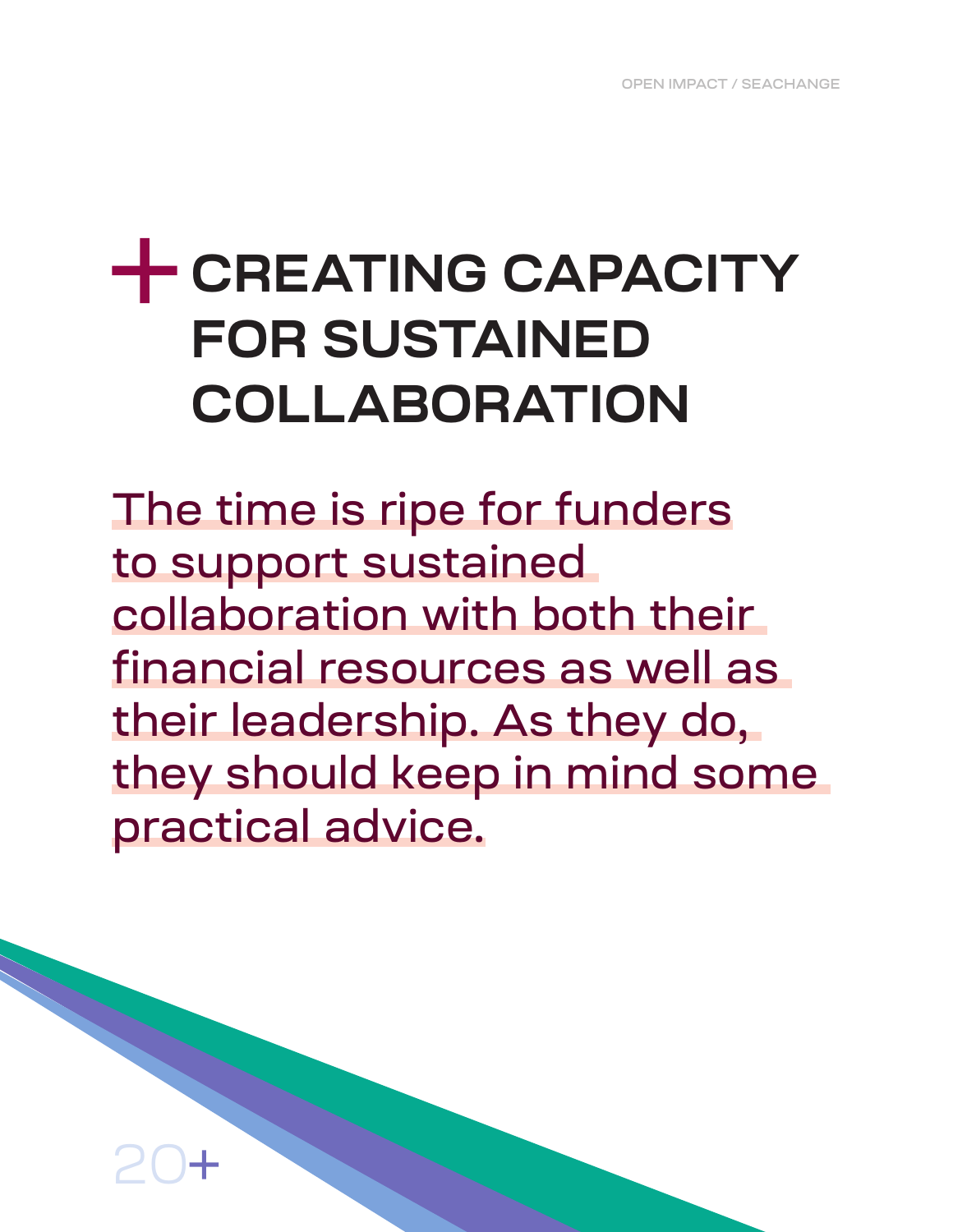# CREATING CAPACITY FOR SUSTAINED COLLABORATION

The time is ripe for funders to support sustained collaboration with both their financial resources as well as their leadership. As they do, they should keep in mind some practical advice.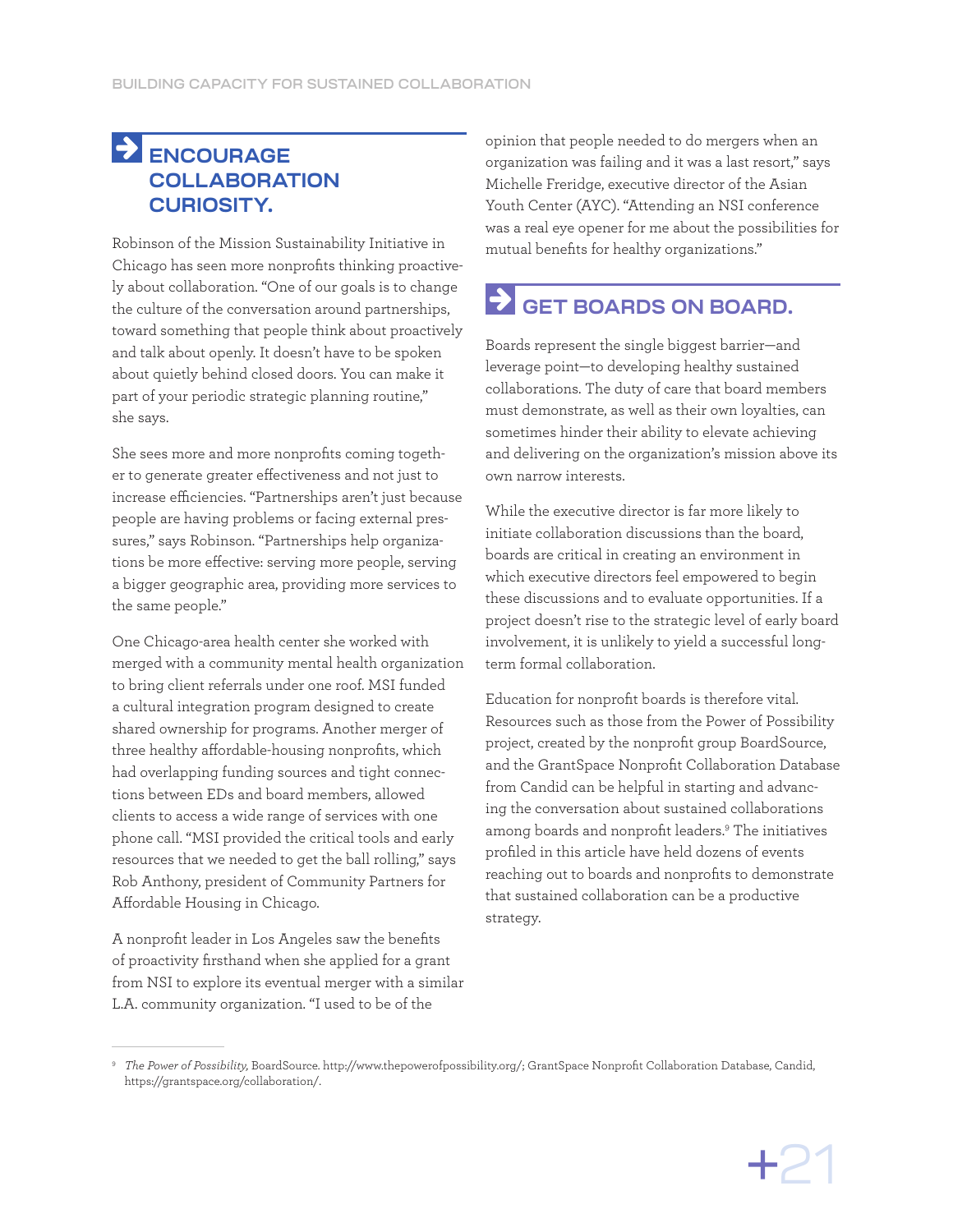## ENCOURAGE COLLABORATION CURIOSITY.

Robinson of the Mission Sustainability Initiative in Chicago has seen more nonprofits thinking proactively about collaboration. "One of our goals is to change the culture of the conversation around partnerships, toward something that people think about proactively and talk about openly. It doesn't have to be spoken about quietly behind closed doors. You can make it part of your periodic strategic planning routine," she says.

She sees more and more nonprofits coming together to generate greater effectiveness and not just to increase efficiencies. "Partnerships aren't just because people are having problems or facing external pressures," says Robinson. "Partnerships help organizations be more effective: serving more people, serving a bigger geographic area, providing more services to the same people."

One Chicago-area health center she worked with merged with a community mental health organization to bring client referrals under one roof. MSI funded a cultural integration program designed to create shared ownership for programs. Another merger of three healthy affordable-housing nonprofits, which had overlapping funding sources and tight connections between EDs and board members, allowed clients to access a wide range of services with one phone call. "MSI provided the critical tools and early resources that we needed to get the ball rolling," says Rob Anthony, president of Community Partners for Affordable Housing in Chicago.

A nonprofit leader in Los Angeles saw the benefits of proactivity firsthand when she applied for a grant from NSI to explore its eventual merger with a similar L.A. community organization. "I used to be of the opinion that people needed to do mergers when an organization was failing and it was a last resort," says Michelle Freridge, executive director of the Asian Youth Center (AYC). "Attending an NSI conference was a real eye opener for me about the possibilities for mutual benefits for healthy organizations."

## GET BOARDS ON BOARD.

Boards represent the single biggest barrier—and leverage point—to developing healthy sustained collaborations. The duty of care that board members must demonstrate, as well as their own loyalties, can sometimes hinder their ability to elevate achieving and delivering on the organization's mission above its own narrow interests.

While the executive director is far more likely to initiate collaboration discussions than the board, boards are critical in creating an environment in which executive directors feel empowered to begin these discussions and to evaluate opportunities. If a project doesn't rise to the strategic level of early board involvement, it is unlikely to yield a successful long-term formal collaboration.

Education for nonprofit boards is therefore vital. Resources such as those from the Power of Possibility project, created by the nonprofit group BoardSource, and the GrantSpace Nonprofit Collaboration Database from Candid can be helpful in starting and advancing the conversation about sustained collaborations among boards and nonprofit leaders.[9] The initiatives profiled in this article have held dozens of events reaching out to boards and nonprofits to demonstrate that sustained collaboration can be a productive strategy.

---

[9] *The Power of Possibility,* BoardSource. http://www.thepowerofpossibility.org/; GrantSpace Nonprofit Collaboration Database, Candid, https://grantspace.org/collaboration/.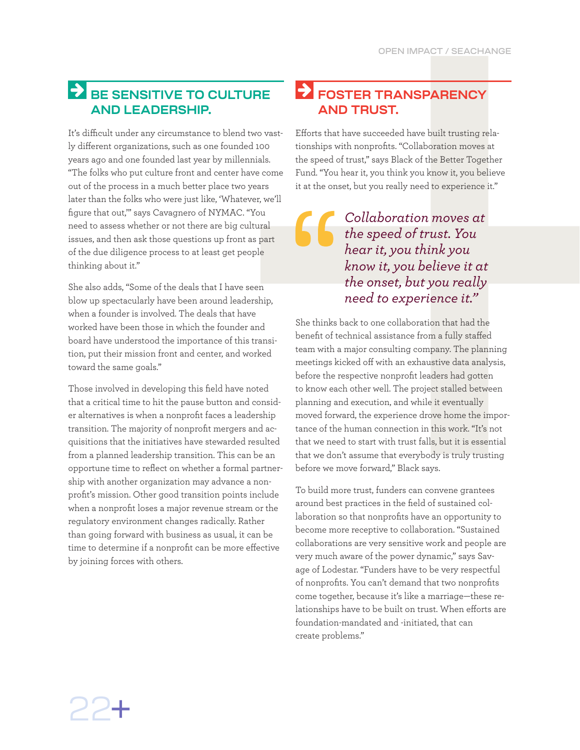## BE SENSITIVE TO CULTURE AND LEADERSHIP.

It's difficult under any circumstance to blend two vastly different organizations, such as one founded 100 years ago and one founded last year by millennials. "The folks who put culture front and center have come out of the process in a much better place two years later than the folks who were just like, 'Whatever, we'll figure that out,'" says Cavagnero of NYMAC. "You need to assess whether or not there are big cultural issues, and then ask those questions up front as part of the due diligence process to at least get people thinking about it."

She also adds, "Some of the deals that I have seen blow up spectacularly have been around leadership, when a founder is involved. The deals that have worked have been those in which the founder and board have understood the importance of this transition, put their mission front and center, and worked toward the same goals."

Those involved in developing this field have noted that a critical time to hit the pause button and consider alternatives is when a nonprofit faces a leadership transition. The majority of nonprofit mergers and acquisitions that the initiatives have stewarded resulted from a planned leadership transition. This can be an opportune time to reflect on whether a formal partnership with another organization may advance a nonprofit's mission. Other good transition points include when a nonprofit loses a major revenue stream or the regulatory environment changes radically. Rather than going forward with business as usual, it can be time to determine if a nonprofit can be more effective by joining forces with others.

## FOSTER TRANSPARENCY AND TRUST.

Efforts that have succeeded have built trusting relationships with nonprofits. "Collaboration moves at the speed of trust," says Black of the Better Together Fund. "You hear it, you think you know it, you believe it at the onset, but you really need to experience it."

> *"Collaboration moves at the speed of trust. You hear it, you think you know it, you believe it at the onset, but you really need to experience it."*

She thinks back to one collaboration that had the benefit of technical assistance from a fully staffed team with a major consulting company. The planning meetings kicked off with an exhaustive data analysis, before the respective nonprofit leaders had gotten to know each other well. The project stalled between planning and execution, and while it eventually moved forward, the experience drove home the importance of the human connection in this work. "It's not that we need to start with trust falls, but it is essential that we don't assume that everybody is truly trusting before we move forward," Black says.

To build more trust, funders can convene grantees around best practices in the field of sustained collaboration so that nonprofits have an opportunity to become more receptive to collaboration. "Sustained collaborations are very sensitive work and people are very much aware of the power dynamic," says Savage of Lodestar. "Funders have to be very respectful of nonprofits. You can't demand that two nonprofits come together, because it's like a marriage—these relationships have to be built on trust. When efforts are foundation-mandated and -initiated, that can create problems."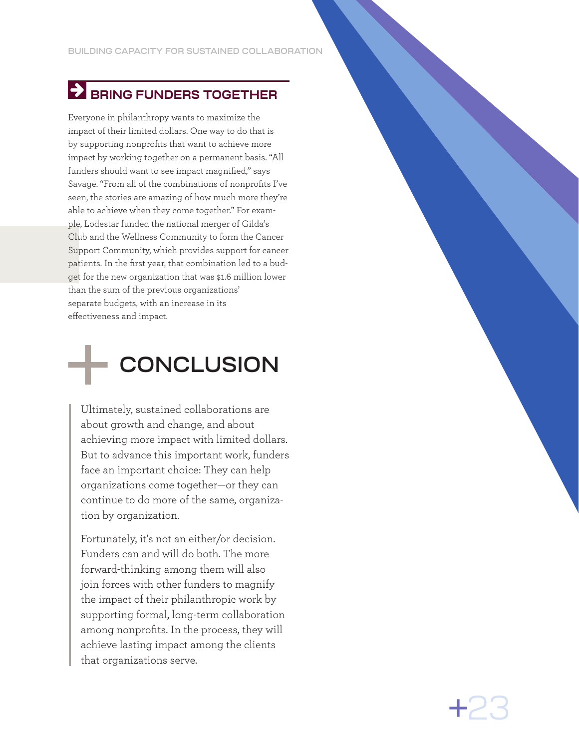## BRING FUNDERS TOGETHER

Everyone in philanthropy wants to maximize the impact of their limited dollars. One way to do that is by supporting nonprofits that want to achieve more impact by working together on a permanent basis. "All funders should want to see impact magnified," says Savage. "From all of the combinations of nonprofits I've seen, the stories are amazing of how much more they're able to achieve when they come together." For example, Lodestar funded the national merger of Gilda's Club and the Wellness Community to form the Cancer Support Community, which provides support for cancer patients. In the first year, that combination led to a budget for the new organization that was $1.6 million lower than the sum of the previous organizations' separate budgets, with an increase in its effectiveness and impact.

# CONCLUSION

Ultimately, sustained collaborations are about growth and change, and about achieving more impact with limited dollars. But to advance this important work, funders face an important choice: They can help organizations come together—or they can continue to do more of the same, organization by organization.

Fortunately, it's not an either/or decision. Funders can and will do both. The more forward-thinking among them will also join forces with other funders to magnify the impact of their philanthropic work by supporting formal, long-term collaboration among nonprofits. In the process, they will achieve lasting impact among the clients that organizations serve.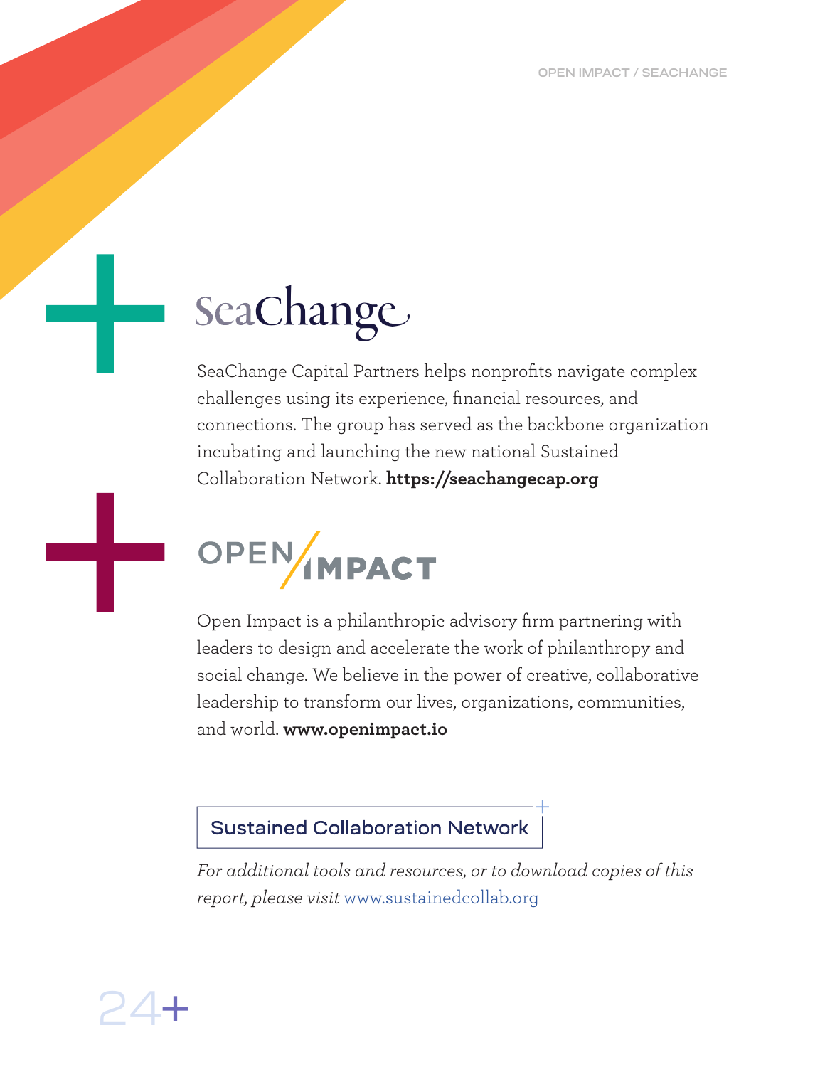## SeaChange

SeaChange Capital Partners helps nonprofits navigate complex challenges using its experience, financial resources, and connections. The group has served as the backbone organization incubating and launching the new national Sustained Collaboration Network. **https://seachangecap.org**

## OPEN IMPACT

Open Impact is a philanthropic advisory firm partnering with leaders to design and accelerate the work of philanthropy and social change. We believe in the power of creative, collaborative leadership to transform our lives, organizations, communities, and world. **www.openimpact.io**

**Sustained Collaboration Network**

*For additional tools and resources, or to download copies of this report, please visit* [www.sustainedcollab.org](www.sustainedcollab.org)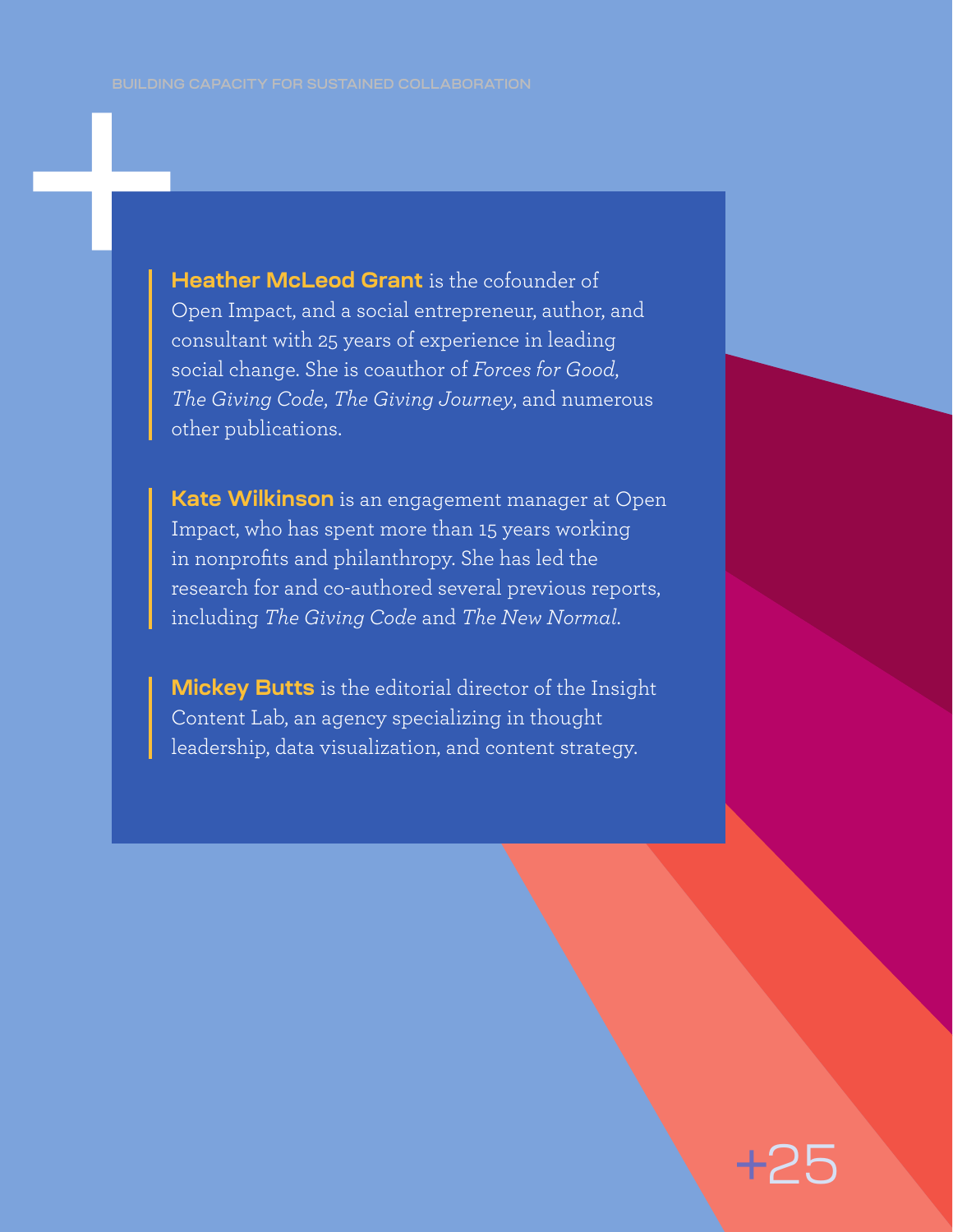**Heather McLeod Grant** is the cofounder of Open Impact, and a social entrepreneur, author, and consultant with 25 years of experience in leading social change. She is coauthor of *Forces for Good*, *The Giving Code*, *The Giving Journey*, and numerous other publications.

**Kate Wilkinson** is an engagement manager at Open Impact, who has spent more than 15 years working in nonprofits and philanthropy. She has led the research for and co-authored several previous reports, including *The Giving Code* and *The New Normal*.

**Mickey Butts** is the editorial director of the Insight Content Lab, an agency specializing in thought leadership, data visualization, and content strategy.